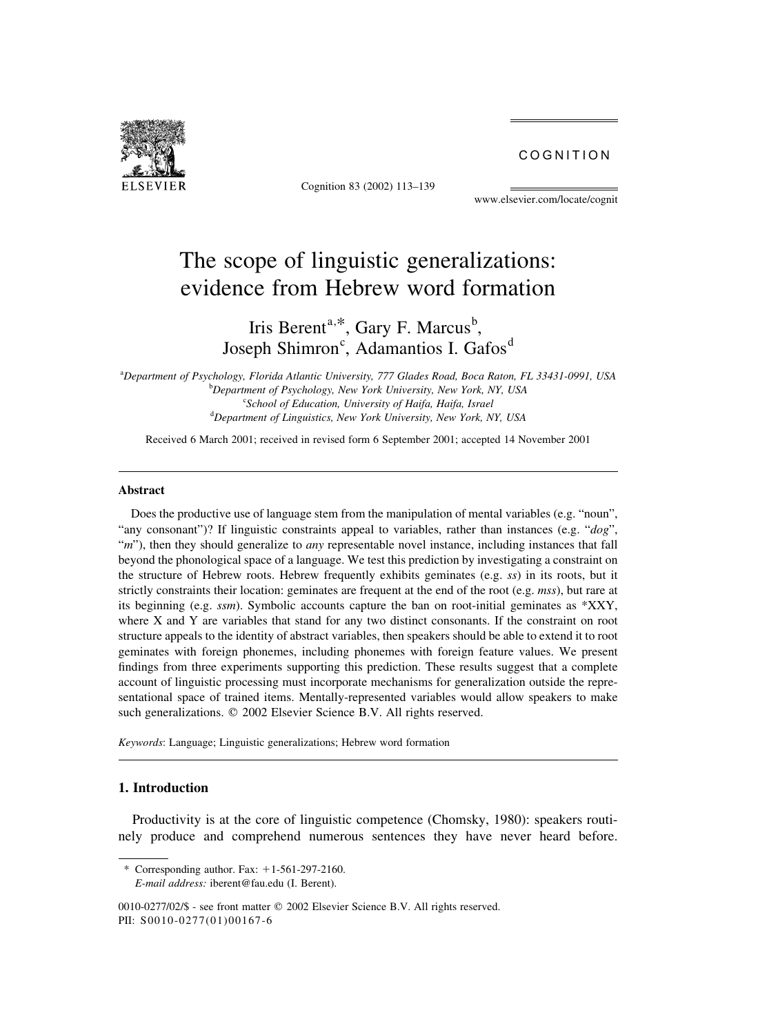# The scope of linguistic generalizations: evidence from Hebrew word formation

Iris Berent[a,*], Gary F. Marcus[b], Joseph Shimron[c], Adamantios I. Gafos[d]

[a]Department of Psychology, Florida Atlantic University, 777 Glades Road, Boca Raton, FL 33431-0991, USA
[b]Department of Psychology, New York University, New York, NY, USA
[c]School of Education, University of Haifa, Haifa, Israel
[d]Department of Linguistics, New York University, New York, NY, USA

Received 6 March 2001; received in revised form 6 September 2001; accepted 14 November 2001

## Abstract

Does the productive use of language stem from the manipulation of mental variables (e.g. "noun", "any consonant")? If linguistic constraints appeal to variables, rather than instances (e.g. "*dog*", "*m*"), then they should generalize to *any* representable novel instance, including instances that fall beyond the phonological space of a language. We test this prediction by investigating a constraint on the structure of Hebrew roots. Hebrew frequently exhibits geminates (e.g. *ss*) in its roots, but it strictly constraints their location: geminates are frequent at the end of the root (e.g. *mss*), but rare at its beginning (e.g. *ssm*). Symbolic accounts capture the ban on root-initial geminates as *XXY, where X and Y are variables that stand for any two distinct consonants. If the constraint on root structure appeals to the identity of abstract variables, then speakers should be able to extend it to root geminates with foreign phonemes, including phonemes with foreign feature values. We present findings from three experiments supporting this prediction. These results suggest that a complete account of linguistic processing must incorporate mechanisms for generalization outside the representational space of trained items. Mentally-represented variables would allow speakers to make such generalizations. © 2002 Elsevier Science B.V. All rights reserved.

*Keywords*: Language; Linguistic generalizations; Hebrew word formation

## 1. Introduction

Productivity is at the core of linguistic competence (Chomsky, 1980): speakers routinely produce and comprehend numerous sentences they have never heard before.

\* Corresponding author. Fax: +1-561-297-2160.
*E-mail address:* iberent@fau.edu (I. Berent).

0010-0277/02/$ - see front matter © 2002 Elsevier Science B.V. All rights reserved.
PII: S0010-0277(01)00167-6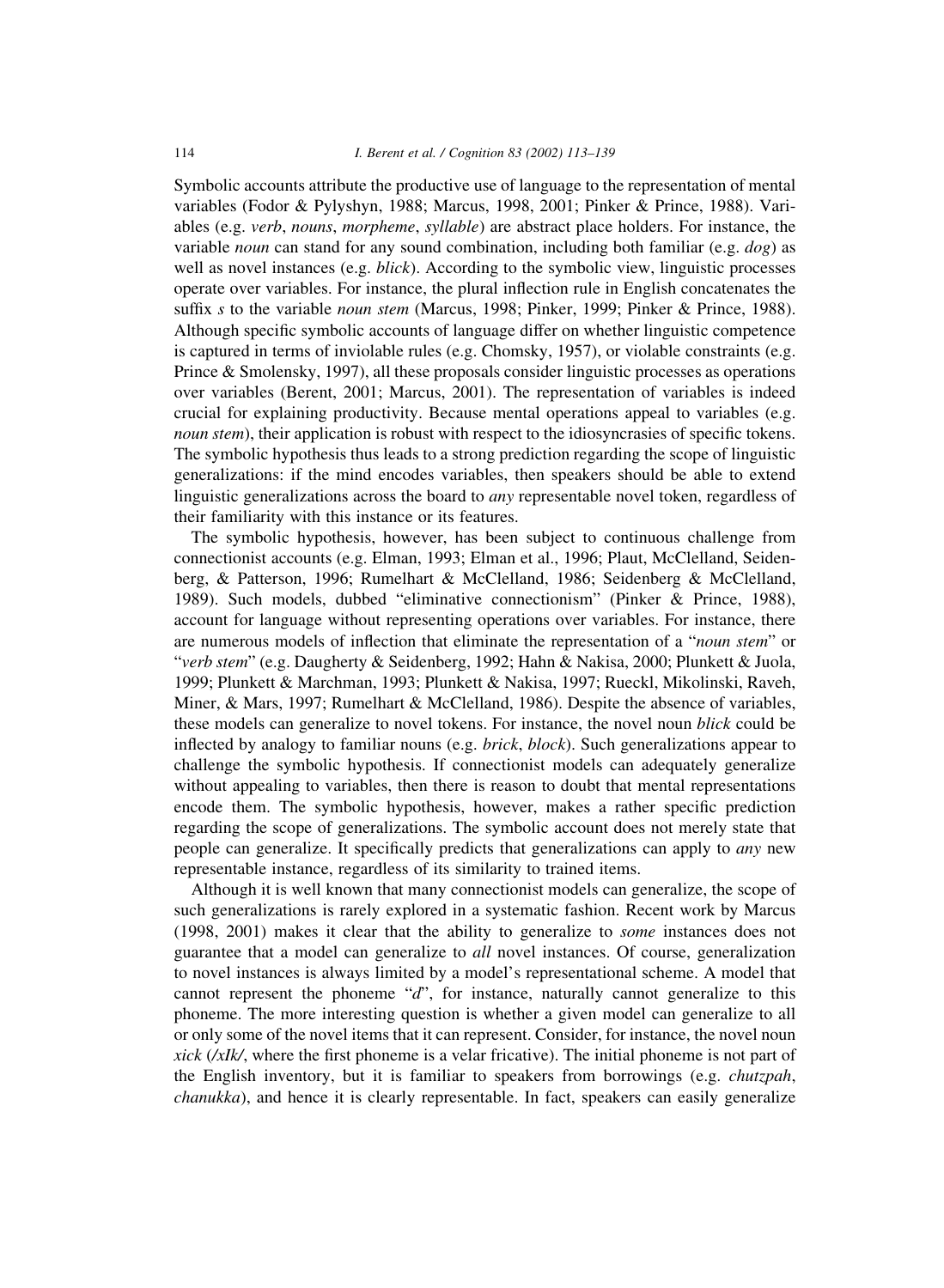Symbolic accounts attribute the productive use of language to the representation of mental variables (Fodor & Pylyshyn, 1988; Marcus, 1998, 2001; Pinker & Prince, 1988). Variables (e.g. *verb*, *nouns*, *morpheme*, *syllable*) are abstract place holders. For instance, the variable *noun* can stand for any sound combination, including both familiar (e.g. *dog*) as well as novel instances (e.g. *blick*). According to the symbolic view, linguistic processes operate over variables. For instance, the plural inflection rule in English concatenates the suffix *s* to the variable *noun stem* (Marcus, 1998; Pinker, 1999; Pinker & Prince, 1988). Although specific symbolic accounts of language differ on whether linguistic competence is captured in terms of inviolable rules (e.g. Chomsky, 1957), or violable constraints (e.g. Prince & Smolensky, 1997), all these proposals consider linguistic processes as operations over variables (Berent, 2001; Marcus, 2001). The representation of variables is indeed crucial for explaining productivity. Because mental operations appeal to variables (e.g. *noun stem*), their application is robust with respect to the idiosyncrasies of specific tokens. The symbolic hypothesis thus leads to a strong prediction regarding the scope of linguistic generalizations: if the mind encodes variables, then speakers should be able to extend linguistic generalizations across the board to *any* representable novel token, regardless of their familiarity with this instance or its features.

The symbolic hypothesis, however, has been subject to continuous challenge from connectionist accounts (e.g. Elman, 1993; Elman et al., 1996; Plaut, McClelland, Seidenberg, & Patterson, 1996; Rumelhart & McClelland, 1986; Seidenberg & McClelland, 1989). Such models, dubbed "eliminative connectionism" (Pinker & Prince, 1988), account for language without representing operations over variables. For instance, there are numerous models of inflection that eliminate the representation of a "*noun stem*" or "*verb stem*" (e.g. Daugherty & Seidenberg, 1992; Hahn & Nakisa, 2000; Plunkett & Juola, 1999; Plunkett & Marchman, 1993; Plunkett & Nakisa, 1997; Rueckl, Mikolinski, Raveh, Miner, & Mars, 1997; Rumelhart & McClelland, 1986). Despite the absence of variables, these models can generalize to novel tokens. For instance, the novel noun *blick* could be inflected by analogy to familiar nouns (e.g. *brick*, *block*). Such generalizations appear to challenge the symbolic hypothesis. If connectionist models can adequately generalize without appealing to variables, then there is reason to doubt that mental representations encode them. The symbolic hypothesis, however, makes a rather specific prediction regarding the scope of generalizations. The symbolic account does not merely state that people can generalize. It specifically predicts that generalizations can apply to *any* new representable instance, regardless of its similarity to trained items.

Although it is well known that many connectionist models can generalize, the scope of such generalizations is rarely explored in a systematic fashion. Recent work by Marcus (1998, 2001) makes it clear that the ability to generalize to *some* instances does not guarantee that a model can generalize to *all* novel instances. Of course, generalization to novel instances is always limited by a model's representational scheme. A model that cannot represent the phoneme "*d*", for instance, naturally cannot generalize to this phoneme. The more interesting question is whether a given model can generalize to all or only some of the novel items that it can represent. Consider, for instance, the novel noun *xick* (*/xIk/*, where the first phoneme is a velar fricative). The initial phoneme is not part of the English inventory, but it is familiar to speakers from borrowings (e.g. *chutzpah*, *chanukka*), and hence it is clearly representable. In fact, speakers can easily generalize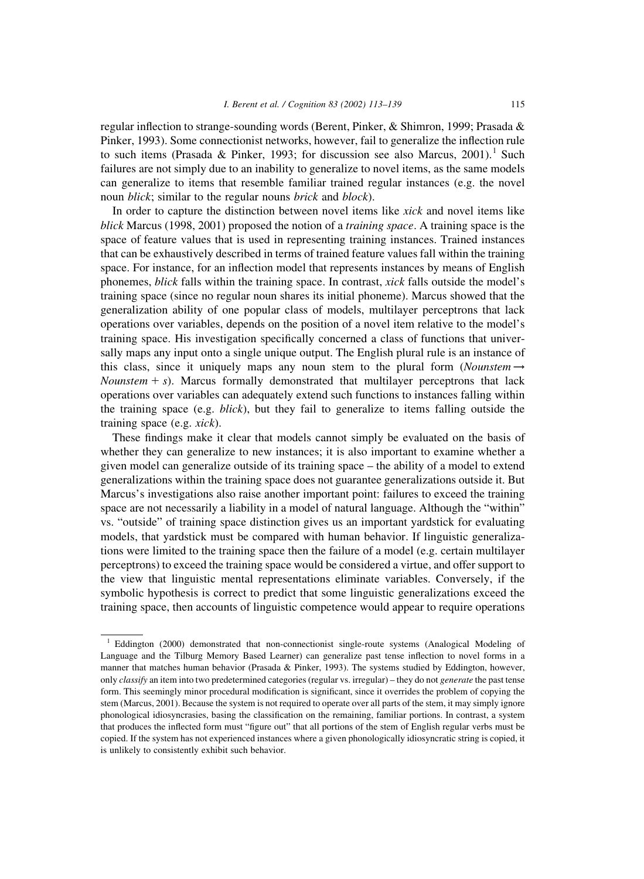regular inflection to strange-sounding words (Berent, Pinker, & Shimron, 1999; Prasada & Pinker, 1993). Some connectionist networks, however, fail to generalize the inflection rule to such items (Prasada & Pinker, 1993; for discussion see also Marcus, 2001).[1] Such failures are not simply due to an inability to generalize to novel items, as the same models can generalize to items that resemble familiar trained regular instances (e.g. the novel noun *blick*; similar to the regular nouns *brick* and *block*).

In order to capture the distinction between novel items like *xick* and novel items like *blick* Marcus (1998, 2001) proposed the notion of a *training space*. A training space is the space of feature values that is used in representing training instances. Trained instances that can be exhaustively described in terms of trained feature values fall within the training space. For instance, for an inflection model that represents instances by means of English phonemes, *blick* falls within the training space. In contrast, *xick* falls outside the model's training space (since no regular noun shares its initial phoneme). Marcus showed that the generalization ability of one popular class of models, multilayer perceptrons that lack operations over variables, depends on the position of a novel item relative to the model's training space. His investigation specifically concerned a class of functions that universally maps any input onto a single unique output. The English plural rule is an instance of this class, since it uniquely maps any noun stem to the plural form (*Nounstem* → *Nounstem* + *s*). Marcus formally demonstrated that multilayer perceptrons that lack operations over variables can adequately extend such functions to instances falling within the training space (e.g. *blick*), but they fail to generalize to items falling outside the training space (e.g. *xick*).

These findings make it clear that models cannot simply be evaluated on the basis of whether they can generalize to new instances; it is also important to examine whether a given model can generalize outside of its training space – the ability of a model to extend generalizations within the training space does not guarantee generalizations outside it. But Marcus's investigations also raise another important point: failures to exceed the training space are not necessarily a liability in a model of natural language. Although the "within" vs. "outside" of training space distinction gives us an important yardstick for evaluating models, that yardstick must be compared with human behavior. If linguistic generalizations were limited to the training space then the failure of a model (e.g. certain multilayer perceptrons) to exceed the training space would be considered a virtue, and offer support to the view that linguistic mental representations eliminate variables. Conversely, if the symbolic hypothesis is correct to predict that some linguistic generalizations exceed the training space, then accounts of linguistic competence would appear to require operations

---

[1] Eddington (2000) demonstrated that non-connectionist single-route systems (Analogical Modeling of Language and the Tilburg Memory Based Learner) can generalize past tense inflection to novel forms in a manner that matches human behavior (Prasada & Pinker, 1993). The systems studied by Eddington, however, only *classify* an item into two predetermined categories (regular vs. irregular) – they do not *generate* the past tense form. This seemingly minor procedural modification is significant, since it overrides the problem of copying the stem (Marcus, 2001). Because the system is not required to operate over all parts of the stem, it may simply ignore phonological idiosyncrasies, basing the classification on the remaining, familiar portions. In contrast, a system that produces the inflected form must "figure out" that all portions of the stem of English regular verbs must be copied. If the system has not experienced instances where a given phonologically idiosyncratic string is copied, it is unlikely to consistently exhibit such behavior.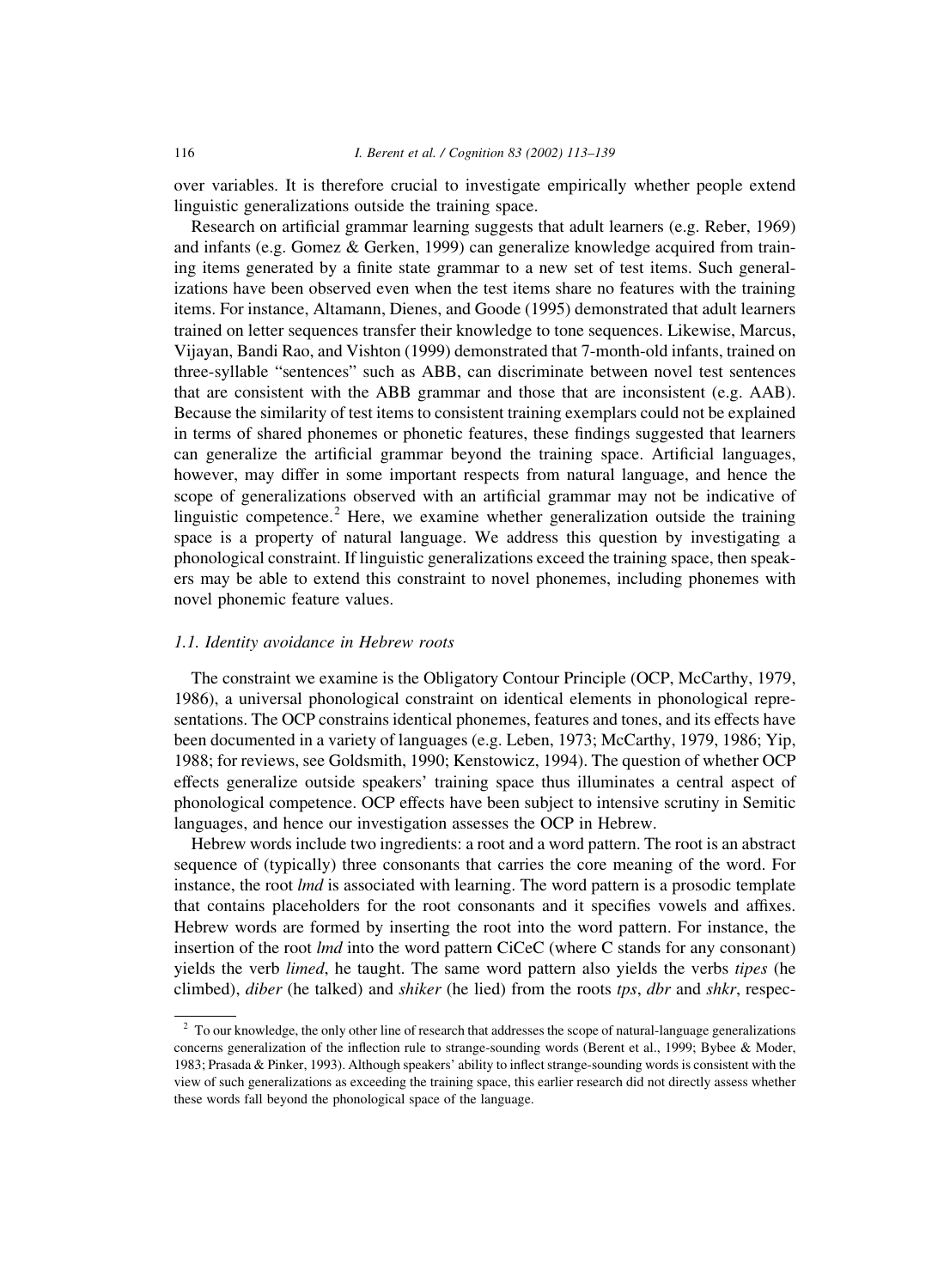over variables. It is therefore crucial to investigate empirically whether people extend linguistic generalizations outside the training space.

Research on artificial grammar learning suggests that adult learners (e.g. Reber, 1969) and infants (e.g. Gomez & Gerken, 1999) can generalize knowledge acquired from training items generated by a finite state grammar to a new set of test items. Such generalizations have been observed even when the test items share no features with the training items. For instance, Altamann, Dienes, and Goode (1995) demonstrated that adult learners trained on letter sequences transfer their knowledge to tone sequences. Likewise, Marcus, Vijayan, Bandi Rao, and Vishton (1999) demonstrated that 7-month-old infants, trained on three-syllable "sentences" such as ABB, can discriminate between novel test sentences that are consistent with the ABB grammar and those that are inconsistent (e.g. AAB). Because the similarity of test items to consistent training exemplars could not be explained in terms of shared phonemes or phonetic features, these findings suggested that learners can generalize the artificial grammar beyond the training space. Artificial languages, however, may differ in some important respects from natural language, and hence the scope of generalizations observed with an artificial grammar may not be indicative of linguistic competence.[2] Here, we examine whether generalization outside the training space is a property of natural language. We address this question by investigating a phonological constraint. If linguistic generalizations exceed the training space, then speakers may be able to extend this constraint to novel phonemes, including phonemes with novel phonemic feature values.

### 1.1. Identity avoidance in Hebrew roots

The constraint we examine is the Obligatory Contour Principle (OCP, McCarthy, 1979, 1986), a universal phonological constraint on identical elements in phonological representations. The OCP constrains identical phonemes, features and tones, and its effects have been documented in a variety of languages (e.g. Leben, 1973; McCarthy, 1979, 1986; Yip, 1988; for reviews, see Goldsmith, 1990; Kenstowicz, 1994). The question of whether OCP effects generalize outside speakers' training space thus illuminates a central aspect of phonological competence. OCP effects have been subject to intensive scrutiny in Semitic languages, and hence our investigation assesses the OCP in Hebrew.

Hebrew words include two ingredients: a root and a word pattern. The root is an abstract sequence of (typically) three consonants that carries the core meaning of the word. For instance, the root *lmd* is associated with learning. The word pattern is a prosodic template that contains placeholders for the root consonants and it specifies vowels and affixes. Hebrew words are formed by inserting the root into the word pattern. For instance, the insertion of the root *lmd* into the word pattern CiCeC (where C stands for any consonant) yields the verb *limed*, he taught. The same word pattern also yields the verbs *tipes* (he climbed), *diber* (he talked) and *shiker* (he lied) from the roots *tps*, *dbr* and *shkr*, respec-

[2] To our knowledge, the only other line of research that addresses the scope of natural-language generalizations concerns generalization of the inflection rule to strange-sounding words (Berent et al., 1999; Bybee & Moder, 1983; Prasada & Pinker, 1993). Although speakers' ability to inflect strange-sounding words is consistent with the view of such generalizations as exceeding the training space, this earlier research did not directly assess whether these words fall beyond the phonological space of the language.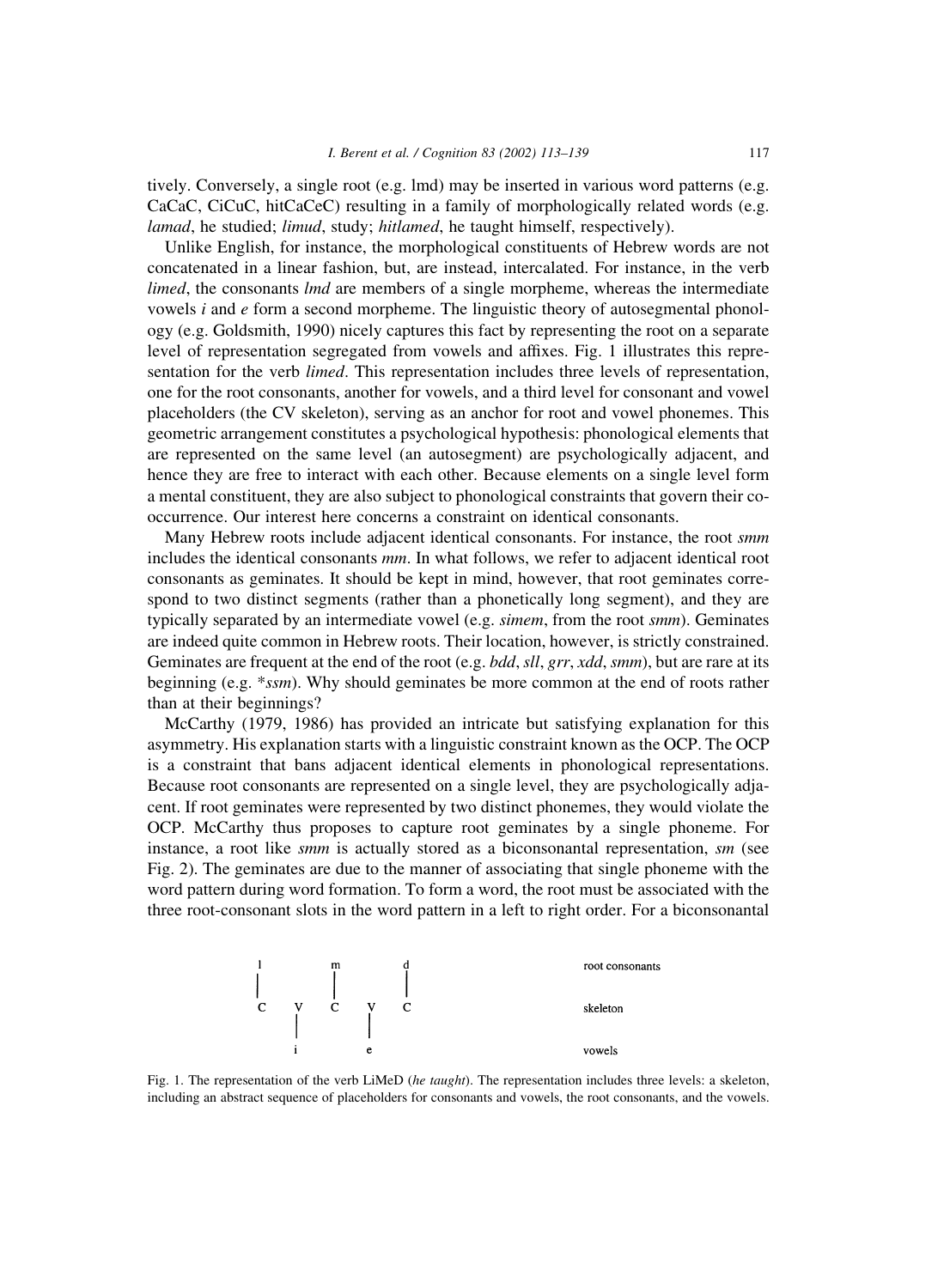tively. Conversely, a single root (e.g. lmd) may be inserted in various word patterns (e.g. CaCaC, CiCuC, hitCaCeC) resulting in a family of morphologically related words (e.g. *lamad*, he studied; *limud*, study; *hitlamed*, he taught himself, respectively).

Unlike English, for instance, the morphological constituents of Hebrew words are not concatenated in a linear fashion, but, are instead, intercalated. For instance, in the verb *limed*, the consonants *lmd* are members of a single morpheme, whereas the intermediate vowels *i* and *e* form a second morpheme. The linguistic theory of autosegmental phonology (e.g. Goldsmith, 1990) nicely captures this fact by representing the root on a separate level of representation segregated from vowels and affixes. Fig. 1 illustrates this representation for the verb *limed*. This representation includes three levels of representation, one for the root consonants, another for vowels, and a third level for consonant and vowel placeholders (the CV skeleton), serving as an anchor for root and vowel phonemes. This geometric arrangement constitutes a psychological hypothesis: phonological elements that are represented on the same level (an autosegment) are psychologically adjacent, and hence they are free to interact with each other. Because elements on a single level form a mental constituent, they are also subject to phonological constraints that govern their co-occurrence. Our interest here concerns a constraint on identical consonants.

Many Hebrew roots include adjacent identical consonants. For instance, the root *smm* includes the identical consonants *mm*. In what follows, we refer to adjacent identical root consonants as geminates. It should be kept in mind, however, that root geminates correspond to two distinct segments (rather than a phonetically long segment), and they are typically separated by an intermediate vowel (e.g. *simem*, from the root *smm*). Geminates are indeed quite common in Hebrew roots. Their location, however, is strictly constrained. Geminates are frequent at the end of the root (e.g. *bdd*, *sll*, *grr*, *xdd*, *smm*), but are rare at its beginning (e.g. *\*ssm*). Why should geminates be more common at the end of roots rather than at their beginnings?

McCarthy (1979, 1986) has provided an intricate but satisfying explanation for this asymmetry. His explanation starts with a linguistic constraint known as the OCP. The OCP is a constraint that bans adjacent identical elements in phonological representations. Because root consonants are represented on a single level, they are psychologically adjacent. If root geminates were represented by two distinct phonemes, they would violate the OCP. McCarthy thus proposes to capture root geminates by a single phoneme. For instance, a root like *smm* is actually stored as a biconsonantal representation, *sm* (see Fig. 2). The geminates are due to the manner of associating that single phoneme with the word pattern during word formation. To form a word, the root must be associated with the three root-consonant slots in the word pattern in a left to right order. For a biconsonantal

```
l         m         d           root consonants
|         |         |
C    V    C    V    C           skeleton
     |         |
     i         e                vowels
```

Fig. 1. The representation of the verb LiMeD (*he taught*). The representation includes three levels: a skeleton, including an abstract sequence of placeholders for consonants and vowels, the root consonants, and the vowels.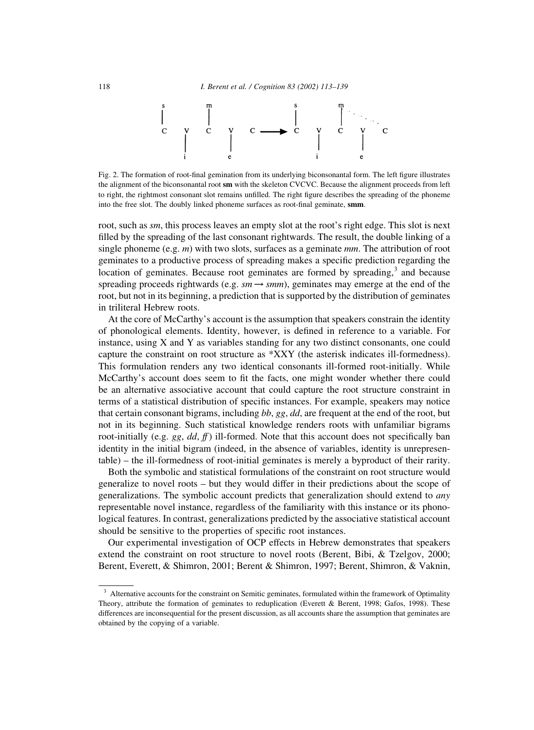Fig. 2. The formation of root-final gemination from its underlying biconsonantal form. The left figure illustrates the alignment of the biconsonantal root **sm** with the skeleton CVCVC. Because the alignment proceeds from left to right, the rightmost consonant slot remains unfilled. The right figure describes the spreading of the phoneme into the free slot. The doubly linked phoneme surfaces as root-final geminate, **smm**.

root, such as *sm*, this process leaves an empty slot at the root's right edge. This slot is next filled by the spreading of the last consonant rightwards. The result, the double linking of a single phoneme (e.g. *m*) with two slots, surfaces as a geminate *mm*. The attribution of root geminates to a productive process of spreading makes a specific prediction regarding the location of geminates. Because root geminates are formed by spreading,[3] and because spreading proceeds rightwards (e.g. *sm* → *smm*), geminates may emerge at the end of the root, but not in its beginning, a prediction that is supported by the distribution of geminates in triliteral Hebrew roots.

At the core of McCarthy's account is the assumption that speakers constrain the identity of phonological elements. Identity, however, is defined in reference to a variable. For instance, using X and Y as variables standing for any two distinct consonants, one could capture the constraint on root structure as *XXY (the asterisk indicates ill-formedness). This formulation renders any two identical consonants ill-formed root-initially. While McCarthy's account does seem to fit the facts, one might wonder whether there could be an alternative associative account that could capture the root structure constraint in terms of a statistical distribution of specific instances. For example, speakers may notice that certain consonant bigrams, including *bb*, *gg*, *dd*, are frequent at the end of the root, but not in its beginning. Such statistical knowledge renders roots with unfamiliar bigrams root-initially (e.g. *gg*, *dd*, *ff*) ill-formed. Note that this account does not specifically ban identity in the initial bigram (indeed, in the absence of variables, identity is unrepresentable) – the ill-formedness of root-initial geminates is merely a byproduct of their rarity.

Both the symbolic and statistical formulations of the constraint on root structure would generalize to novel roots – but they would differ in their predictions about the scope of generalizations. The symbolic account predicts that generalization should extend to *any* representable novel instance, regardless of the familiarity with this instance or its phonological features. In contrast, generalizations predicted by the associative statistical account should be sensitive to the properties of specific root instances.

Our experimental investigation of OCP effects in Hebrew demonstrates that speakers extend the constraint on root structure to novel roots (Berent, Bibi, & Tzelgov, 2000; Berent, Everett, & Shimron, 2001; Berent & Shimron, 1997; Berent, Shimron, & Vaknin,

[3] Alternative accounts for the constraint on Semitic geminates, formulated within the framework of Optimality Theory, attribute the formation of geminates to reduplication (Everett & Berent, 1998; Gafos, 1998). These differences are inconsequential for the present discussion, as all accounts share the assumption that geminates are obtained by the copying of a variable.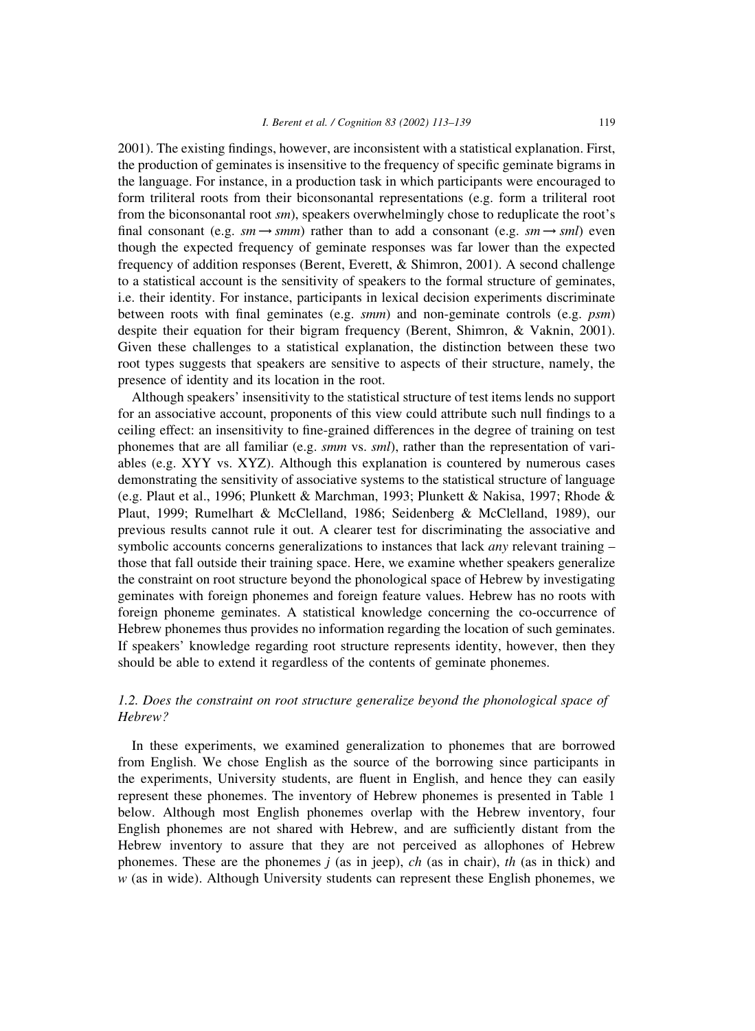2001). The existing findings, however, are inconsistent with a statistical explanation. First, the production of geminates is insensitive to the frequency of specific geminate bigrams in the language. For instance, in a production task in which participants were encouraged to form triliteral roots from their biconsonantal representations (e.g. form a triliteral root from the biconsonantal root *sm*), speakers overwhelmingly chose to reduplicate the root's final consonant (e.g. *sm* → *smm*) rather than to add a consonant (e.g. *sm* → *sml*) even though the expected frequency of geminate responses was far lower than the expected frequency of addition responses (Berent, Everett, & Shimron, 2001). A second challenge to a statistical account is the sensitivity of speakers to the formal structure of geminates, i.e. their identity. For instance, participants in lexical decision experiments discriminate between roots with final geminates (e.g. *smm*) and non-geminate controls (e.g. *psm*) despite their equation for their bigram frequency (Berent, Shimron, & Vaknin, 2001). Given these challenges to a statistical explanation, the distinction between these two root types suggests that speakers are sensitive to aspects of their structure, namely, the presence of identity and its location in the root.

Although speakers' insensitivity to the statistical structure of test items lends no support for an associative account, proponents of this view could attribute such null findings to a ceiling effect: an insensitivity to fine-grained differences in the degree of training on test phonemes that are all familiar (e.g. *smm* vs. *sml*), rather than the representation of variables (e.g. XYY vs. XYZ). Although this explanation is countered by numerous cases demonstrating the sensitivity of associative systems to the statistical structure of language (e.g. Plaut et al., 1996; Plunkett & Marchman, 1993; Plunkett & Nakisa, 1997; Rhode & Plaut, 1999; Rumelhart & McClelland, 1986; Seidenberg & McClelland, 1989), our previous results cannot rule it out. A clearer test for discriminating the associative and symbolic accounts concerns generalizations to instances that lack *any* relevant training – those that fall outside their training space. Here, we examine whether speakers generalize the constraint on root structure beyond the phonological space of Hebrew by investigating geminates with foreign phonemes and foreign feature values. Hebrew has no roots with foreign phoneme geminates. A statistical knowledge concerning the co-occurrence of Hebrew phonemes thus provides no information regarding the location of such geminates. If speakers' knowledge regarding root structure represents identity, however, then they should be able to extend it regardless of the contents of geminate phonemes.

### 1.2. Does the constraint on root structure generalize beyond the phonological space of Hebrew?

In these experiments, we examined generalization to phonemes that are borrowed from English. We chose English as the source of the borrowing since participants in the experiments, University students, are fluent in English, and hence they can easily represent these phonemes. The inventory of Hebrew phonemes is presented in Table 1 below. Although most English phonemes overlap with the Hebrew inventory, four English phonemes are not shared with Hebrew, and are sufficiently distant from the Hebrew inventory to assure that they are not perceived as allophones of Hebrew phonemes. These are the phonemes *j* (as in jeep), *ch* (as in chair), *th* (as in thick) and *w* (as in wide). Although University students can represent these English phonemes, we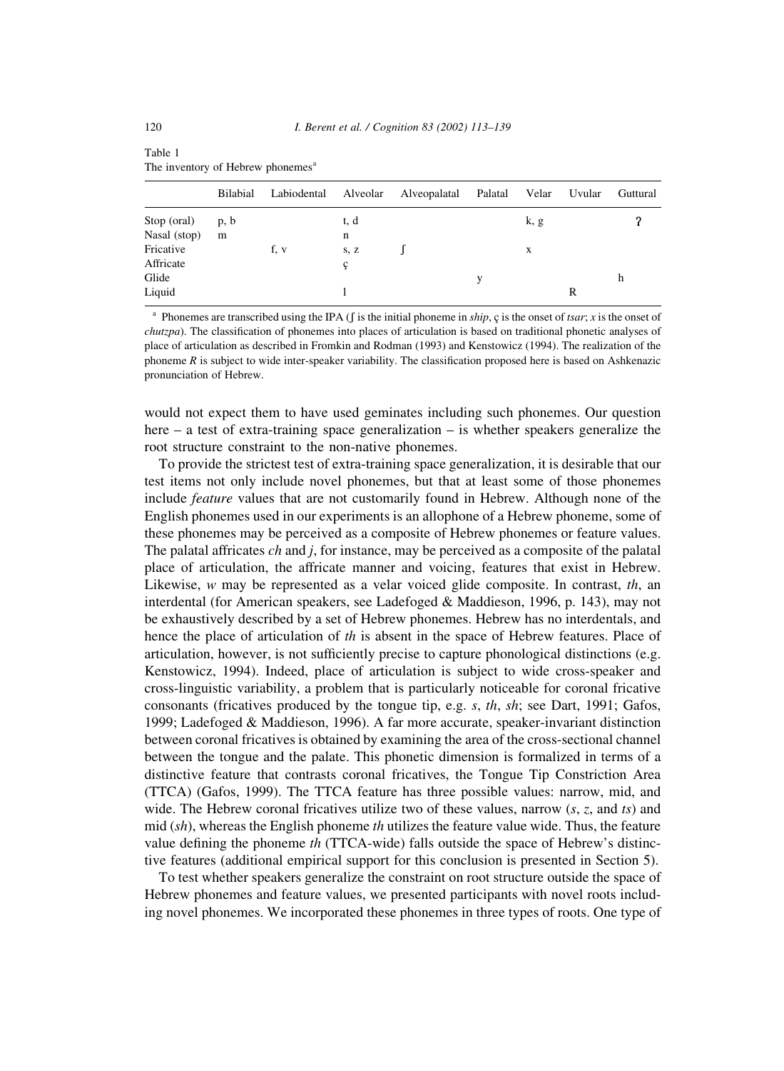Table 1
The inventory of Hebrew phonemes[a]

| | Bilabial | Labiodental | Alveolar | Alveopalatal | Palatal | Velar | Uvular | Guttural |
|---|---|---|---|---|---|---|---|---|
| Stop (oral) | p, b | | t, d | | | k, g | | ʔ |
| Nasal (stop) | m | | n | | | | | |
| Fricative | | f, v | s, z | ʃ | | x | | |
| Affricate | | | ç | | | | | |
| Glide | | | | | y | | | h |
| Liquid | | | l | | | | R | |

[a] Phonemes are transcribed using the IPA (ʃ is the initial phoneme in *ship*, ç is the onset of *tsar*; *x* is the onset of *chutzpa*). The classification of phonemes into places of articulation is based on traditional phonetic analyses of place of articulation as described in Fromkin and Rodman (1993) and Kenstowicz (1994). The realization of the phoneme *R* is subject to wide inter-speaker variability. The classification proposed here is based on Ashkenazic pronunciation of Hebrew.

would not expect them to have used geminates including such phonemes. Our question here – a test of extra-training space generalization – is whether speakers generalize the root structure constraint to the non-native phonemes.

To provide the strictest test of extra-training space generalization, it is desirable that our test items not only include novel phonemes, but that at least some of those phonemes include *feature* values that are not customarily found in Hebrew. Although none of the English phonemes used in our experiments is an allophone of a Hebrew phoneme, some of these phonemes may be perceived as a composite of Hebrew phonemes or feature values. The palatal affricates *ch* and *j*, for instance, may be perceived as a composite of the palatal place of articulation, the affricate manner and voicing, features that exist in Hebrew. Likewise, *w* may be represented as a velar voiced glide composite. In contrast, *th*, an interdental (for American speakers, see Ladefoged & Maddieson, 1996, p. 143), may not be exhaustively described by a set of Hebrew phonemes. Hebrew has no interdentals, and hence the place of articulation of *th* is absent in the space of Hebrew features. Place of articulation, however, is not sufficiently precise to capture phonological distinctions (e.g. Kenstowicz, 1994). Indeed, place of articulation is subject to wide cross-speaker and cross-linguistic variability, a problem that is particularly noticeable for coronal fricative consonants (fricatives produced by the tongue tip, e.g. *s*, *th*, *sh*; see Dart, 1991; Gafos, 1999; Ladefoged & Maddieson, 1996). A far more accurate, speaker-invariant distinction between coronal fricatives is obtained by examining the area of the cross-sectional channel between the tongue and the palate. This phonetic dimension is formalized in terms of a distinctive feature that contrasts coronal fricatives, the Tongue Tip Constriction Area (TTCA) (Gafos, 1999). The TTCA feature has three possible values: narrow, mid, and wide. The Hebrew coronal fricatives utilize two of these values, narrow (*s*, *z*, and *ts*) and mid (*sh*), whereas the English phoneme *th* utilizes the feature value wide. Thus, the feature value defining the phoneme *th* (TTCA-wide) falls outside the space of Hebrew's distinctive features (additional empirical support for this conclusion is presented in Section 5).

To test whether speakers generalize the constraint on root structure outside the space of Hebrew phonemes and feature values, we presented participants with novel roots including novel phonemes. We incorporated these phonemes in three types of roots. One type of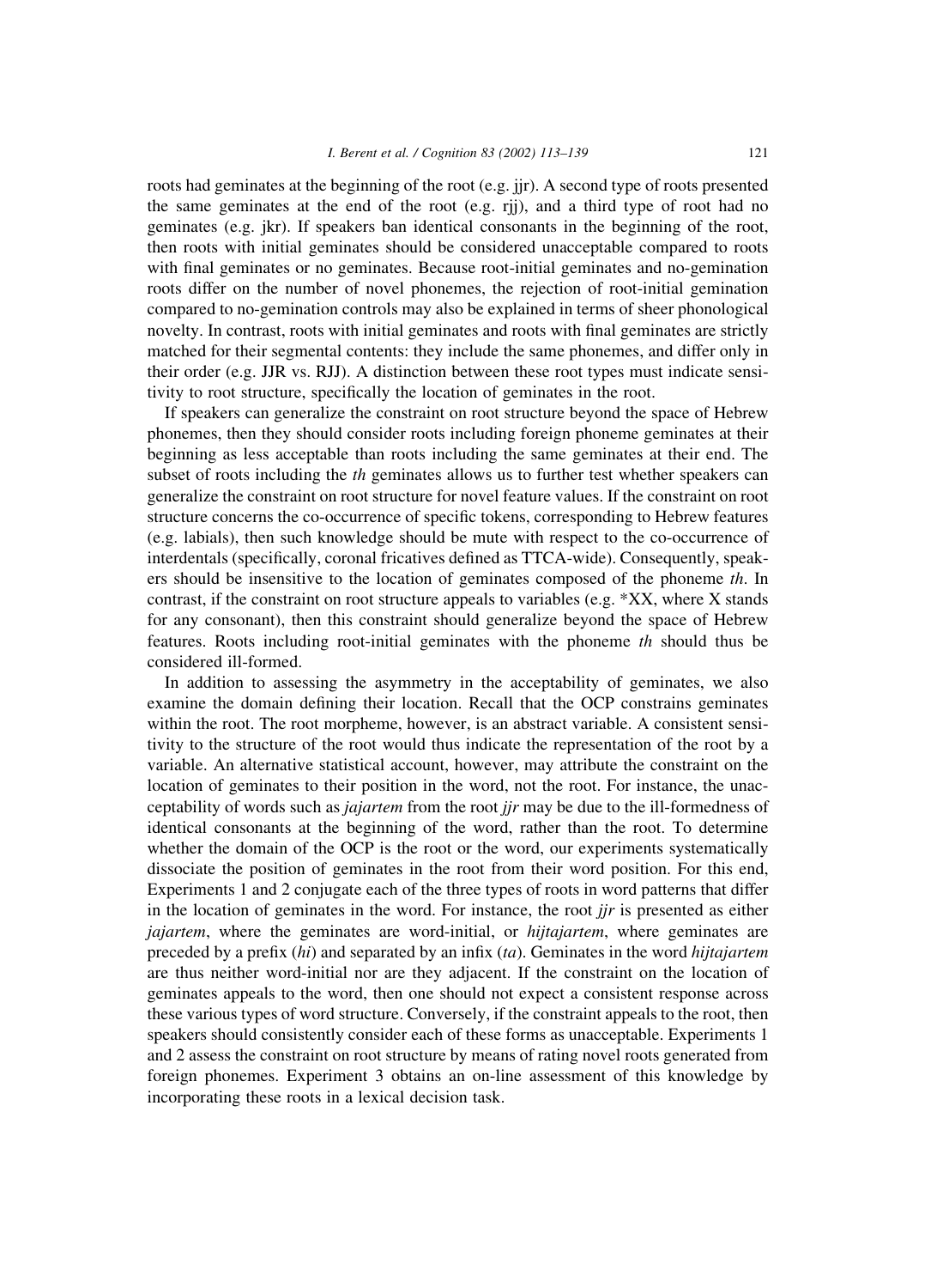roots had geminates at the beginning of the root (e.g. jjr). A second type of roots presented the same geminates at the end of the root (e.g. rjj), and a third type of root had no geminates (e.g. jkr). If speakers ban identical consonants in the beginning of the root, then roots with initial geminates should be considered unacceptable compared to roots with final geminates or no geminates. Because root-initial geminates and no-gemination roots differ on the number of novel phonemes, the rejection of root-initial gemination compared to no-gemination controls may also be explained in terms of sheer phonological novelty. In contrast, roots with initial geminates and roots with final geminates are strictly matched for their segmental contents: they include the same phonemes, and differ only in their order (e.g. JJR vs. RJJ). A distinction between these root types must indicate sensitivity to root structure, specifically the location of geminates in the root.

If speakers can generalize the constraint on root structure beyond the space of Hebrew phonemes, then they should consider roots including foreign phoneme geminates at their beginning as less acceptable than roots including the same geminates at their end. The subset of roots including the *th* geminates allows us to further test whether speakers can generalize the constraint on root structure for novel feature values. If the constraint on root structure concerns the co-occurrence of specific tokens, corresponding to Hebrew features (e.g. labials), then such knowledge should be mute with respect to the co-occurrence of interdentals (specifically, coronal fricatives defined as TTCA-wide). Consequently, speakers should be insensitive to the location of geminates composed of the phoneme *th*. In contrast, if the constraint on root structure appeals to variables (e.g. *XX, where X stands for any consonant), then this constraint should generalize beyond the space of Hebrew features. Roots including root-initial geminates with the phoneme *th* should thus be considered ill-formed.

In addition to assessing the asymmetry in the acceptability of geminates, we also examine the domain defining their location. Recall that the OCP constrains geminates within the root. The root morpheme, however, is an abstract variable. A consistent sensitivity to the structure of the root would thus indicate the representation of the root by a variable. An alternative statistical account, however, may attribute the constraint on the location of geminates to their position in the word, not the root. For instance, the unacceptability of words such as *jajartem* from the root *jjr* may be due to the ill-formedness of identical consonants at the beginning of the word, rather than the root. To determine whether the domain of the OCP is the root or the word, our experiments systematically dissociate the position of geminates in the root from their word position. For this end, Experiments 1 and 2 conjugate each of the three types of roots in word patterns that differ in the location of geminates in the word. For instance, the root *jjr* is presented as either *jajartem*, where the geminates are word-initial, or *hijtajartem*, where geminates are preceded by a prefix (*hi*) and separated by an infix (*ta*). Geminates in the word *hijtajartem* are thus neither word-initial nor are they adjacent. If the constraint on the location of geminates appeals to the word, then one should not expect a consistent response across these various types of word structure. Conversely, if the constraint appeals to the root, then speakers should consistently consider each of these forms as unacceptable. Experiments 1 and 2 assess the constraint on root structure by means of rating novel roots generated from foreign phonemes. Experiment 3 obtains an on-line assessment of this knowledge by incorporating these roots in a lexical decision task.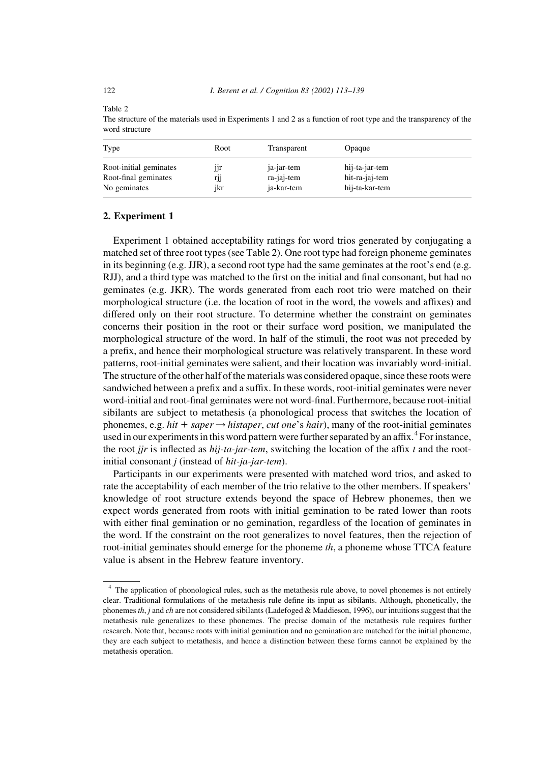Table 2
The structure of the materials used in Experiments 1 and 2 as a function of root type and the transparency of the word structure

| Type | Root | Transparent | Opaque |
|---|---|---|---|
| Root-initial geminates | jjr | ja-jar-tem | hij-ta-jar-tem |
| Root-final geminates | rjj | ra-jaj-tem | hit-ra-jaj-tem |
| No geminates | jkr | ja-kar-tem | hij-ta-kar-tem |

## 2. Experiment 1

Experiment 1 obtained acceptability ratings for word trios generated by conjugating a matched set of three root types (see Table 2). One root type had foreign phoneme geminates in its beginning (e.g. JJR), a second root type had the same geminates at the root's end (e.g. RJJ), and a third type was matched to the first on the initial and final consonant, but had no geminates (e.g. JKR). The words generated from each root trio were matched on their morphological structure (i.e. the location of root in the word, the vowels and affixes) and differed only on their root structure. To determine whether the constraint on geminates concerns their position in the root or their surface word position, we manipulated the morphological structure of the word. In half of the stimuli, the root was not preceded by a prefix, and hence their morphological structure was relatively transparent. In these word patterns, root-initial geminates were salient, and their location was invariably word-initial. The structure of the other half of the materials was considered opaque, since these roots were sandwiched between a prefix and a suffix. In these words, root-initial geminates were never word-initial and root-final geminates were not word-final. Furthermore, because root-initial sibilants are subject to metathesis (a phonological process that switches the location of phonemes, e.g. *hit* + *saper* → *histaper*, *cut one*'s *hair*), many of the root-initial geminates used in our experiments in this word pattern were further separated by an affix.[4] For instance, the root *jjr* is inflected as *hij-ta-jar-tem*, switching the location of the affix *t* and the root-initial consonant *j* (instead of *hit-ja-jar-tem*).

Participants in our experiments were presented with matched word trios, and asked to rate the acceptability of each member of the trio relative to the other members. If speakers' knowledge of root structure extends beyond the space of Hebrew phonemes, then we expect words generated from roots with initial gemination to be rated lower than roots with either final gemination or no gemination, regardless of the location of geminates in the word. If the constraint on the root generalizes to novel features, then the rejection of root-initial geminates should emerge for the phoneme *th*, a phoneme whose TTCA feature value is absent in the Hebrew feature inventory.

[4] The application of phonological rules, such as the metathesis rule above, to novel phonemes is not entirely clear. Traditional formulations of the metathesis rule define its input as sibilants. Although, phonetically, the phonemes *th*, *j* and *ch* are not considered sibilants (Ladefoged & Maddieson, 1996), our intuitions suggest that the metathesis rule generalizes to these phonemes. The precise domain of the metathesis rule requires further research. Note that, because roots with initial gemination and no gemination are matched for the initial phoneme, they are each subject to metathesis, and hence a distinction between these forms cannot be explained by the metathesis operation.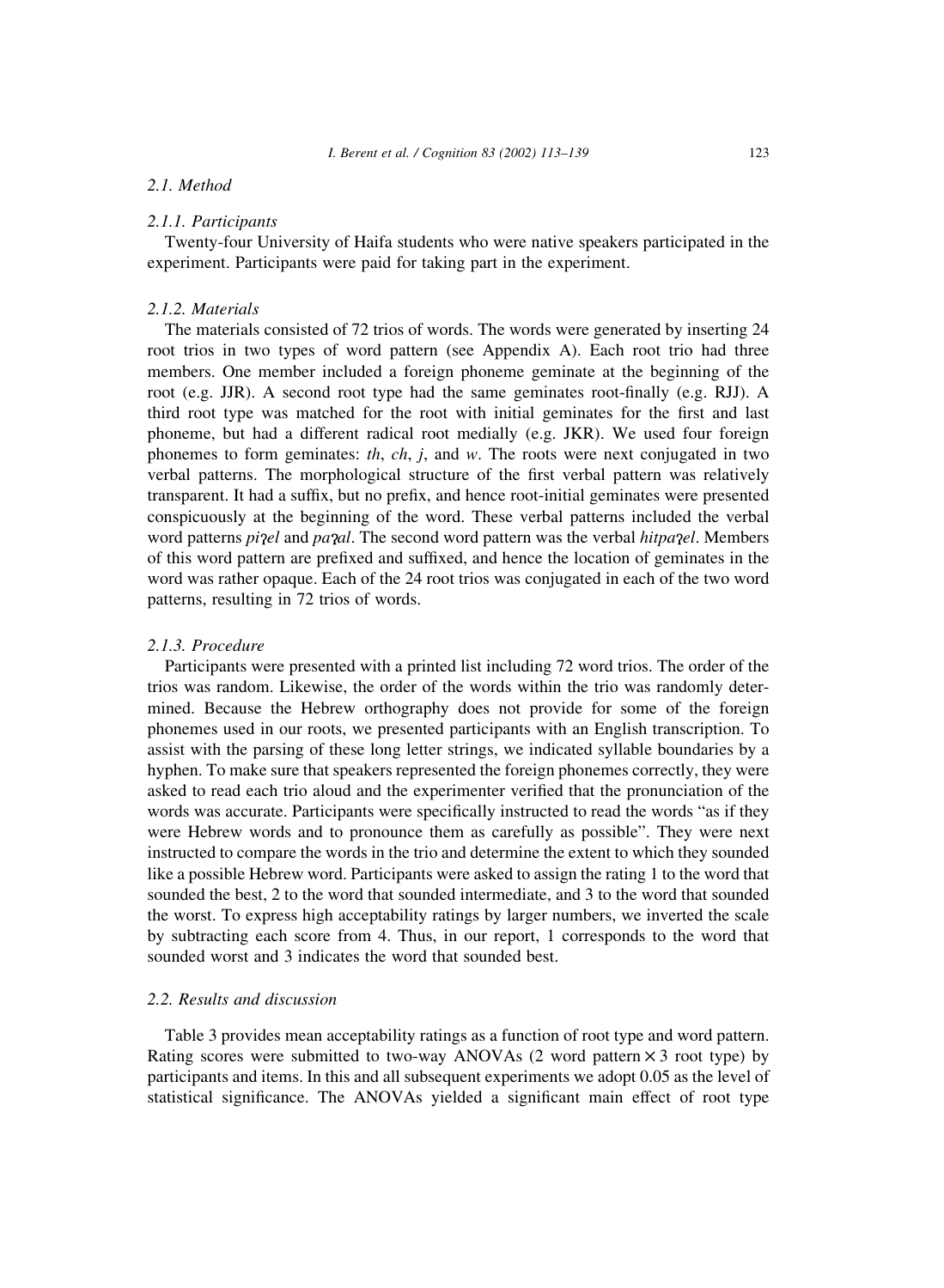## 2.1. Method

### 2.1.1. Participants

Twenty-four University of Haifa students who were native speakers participated in the experiment. Participants were paid for taking part in the experiment.

### 2.1.2. Materials

The materials consisted of 72 trios of words. The words were generated by inserting 24 root trios in two types of word pattern (see Appendix A). Each root trio had three members. One member included a foreign phoneme geminate at the beginning of the root (e.g. JJR). A second root type had the same geminates root-finally (e.g. RJJ). A third root type was matched for the root with initial geminates for the first and last phoneme, but had a different radical root medially (e.g. JKR). We used four foreign phonemes to form geminates: *th*, *ch*, *j*, and *w*. The roots were next conjugated in two verbal patterns. The morphological structure of the first verbal pattern was relatively transparent. It had a suffix, but no prefix, and hence root-initial geminates were presented conspicuously at the beginning of the word. These verbal patterns included the verbal word patterns *piʕel* and *paʕal*. The second word pattern was the verbal *hitpaʕel*. Members of this word pattern are prefixed and suffixed, and hence the location of geminates in the word was rather opaque. Each of the 24 root trios was conjugated in each of the two word patterns, resulting in 72 trios of words.

### 2.1.3. Procedure

Participants were presented with a printed list including 72 word trios. The order of the trios was random. Likewise, the order of the words within the trio was randomly determined. Because the Hebrew orthography does not provide for some of the foreign phonemes used in our roots, we presented participants with an English transcription. To assist with the parsing of these long letter strings, we indicated syllable boundaries by a hyphen. To make sure that speakers represented the foreign phonemes correctly, they were asked to read each trio aloud and the experimenter verified that the pronunciation of the words was accurate. Participants were specifically instructed to read the words "as if they were Hebrew words and to pronounce them as carefully as possible". They were next instructed to compare the words in the trio and determine the extent to which they sounded like a possible Hebrew word. Participants were asked to assign the rating 1 to the word that sounded the best, 2 to the word that sounded intermediate, and 3 to the word that sounded the worst. To express high acceptability ratings by larger numbers, we inverted the scale by subtracting each score from 4. Thus, in our report, 1 corresponds to the word that sounded worst and 3 indicates the word that sounded best.

## 2.2. Results and discussion

Table 3 provides mean acceptability ratings as a function of root type and word pattern. Rating scores were submitted to two-way ANOVAs (2 word pattern $\times$ 3 root type) by participants and items. In this and all subsequent experiments we adopt 0.05 as the level of statistical significance. The ANOVAs yielded a significant main effect of root type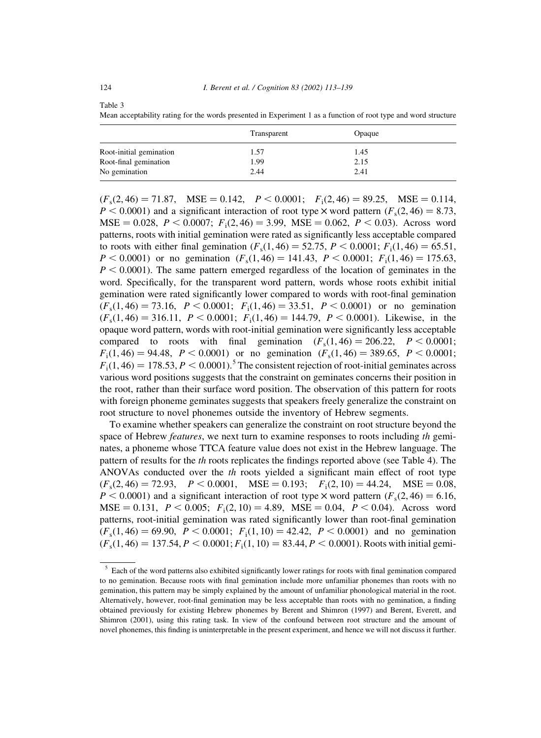Table 3

Mean acceptability rating for the words presented in Experiment 1 as a function of root type and word structure

| | Transparent | Opaque |
|---|---|---|
| Root-initial gemination | 1.57 | 1.45 |
| Root-final gemination | 1.99 | 2.15 |
| No gemination | 2.44 | 2.41 |

($F_s(2, 46) = 71.87$, $\mathrm{MSE} = 0.142$, $P < 0.0001$; $F_i(2, 46) = 89.25$, $\mathrm{MSE} = 0.114$, $P < 0.0001$) and a significant interaction of root type × word pattern ($F_s(2, 46) = 8.73$, $\mathrm{MSE} = 0.028$, $P < 0.0007$; $F_i(2, 46) = 3.99$, $\mathrm{MSE} = 0.062$, $P < 0.03$). Across word patterns, roots with initial gemination were rated as significantly less acceptable compared to roots with either final gemination ($F_s(1, 46) = 52.75$, $P < 0.0001$; $F_i(1, 46) = 65.51$, $P < 0.0001$) or no gemination ($F_s(1, 46) = 141.43$, $P < 0.0001$; $F_i(1, 46) = 175.63$, $P < 0.0001$). The same pattern emerged regardless of the location of geminates in the word. Specifically, for the transparent word pattern, words whose roots exhibit initial gemination were rated significantly lower compared to words with root-final gemination ($F_s(1, 46) = 73.16$, $P < 0.0001$; $F_i(1, 46) = 33.51$, $P < 0.0001$) or no gemination ($F_s(1, 46) = 316.11$, $P < 0.0001$; $F_i(1, 46) = 144.79$, $P < 0.0001$). Likewise, in the opaque word pattern, words with root-initial gemination were significantly less acceptable compared to roots with final gemination ($F_s(1, 46) = 206.22$, $P < 0.0001$; $F_i(1, 46) = 94.48$, $P < 0.0001$) or no gemination ($F_s(1, 46) = 389.65$, $P < 0.0001$; $F_i(1, 46) = 178.53$, $P < 0.0001$).[5] The consistent rejection of root-initial geminates across various word positions suggests that the constraint on geminates concerns their position in the root, rather than their surface word position. The observation of this pattern for roots with foreign phoneme geminates suggests that speakers freely generalize the constraint on root structure to novel phonemes outside the inventory of Hebrew segments.

To examine whether speakers can generalize the constraint on root structure beyond the space of Hebrew *features*, we next turn to examine responses to roots including *th* geminates, a phoneme whose TTCA feature value does not exist in the Hebrew language. The pattern of results for the *th* roots replicates the findings reported above (see Table 4). The ANOVAs conducted over the *th* roots yielded a significant main effect of root type ($F_s(2, 46) = 72.93$, $P < 0.0001$, $\mathrm{MSE} = 0.193$; $F_i(2, 10) = 44.24$, $\mathrm{MSE} = 0.08$, $P < 0.0001$) and a significant interaction of root type × word pattern ($F_s(2, 46) = 6.16$, $\mathrm{MSE} = 0.131$, $P < 0.005$; $F_i(2, 10) = 4.89$, $\mathrm{MSE} = 0.04$, $P < 0.04$). Across word patterns, root-initial gemination was rated significantly lower than root-final gemination ($F_s(1, 46) = 69.90$, $P < 0.0001$; $F_i(1, 10) = 42.42$, $P < 0.0001$) and no gemination ($F_s(1, 46) = 137.54$, $P < 0.0001$; $F_i(1, 10) = 83.44$, $P < 0.0001$). Roots with initial gemi-

[5] Each of the word patterns also exhibited significantly lower ratings for roots with final gemination compared to no gemination. Because roots with final gemination include more unfamiliar phonemes than roots with no gemination, this pattern may be simply explained by the amount of unfamiliar phonological material in the root. Alternatively, however, root-final gemination may be less acceptable than roots with no gemination, a finding obtained previously for existing Hebrew phonemes by Berent and Shimron (1997) and Berent, Everett, and Shimron (2001), using this rating task. In view of the confound between root structure and the amount of novel phonemes, this finding is uninterpretable in the present experiment, and hence we will not discuss it further.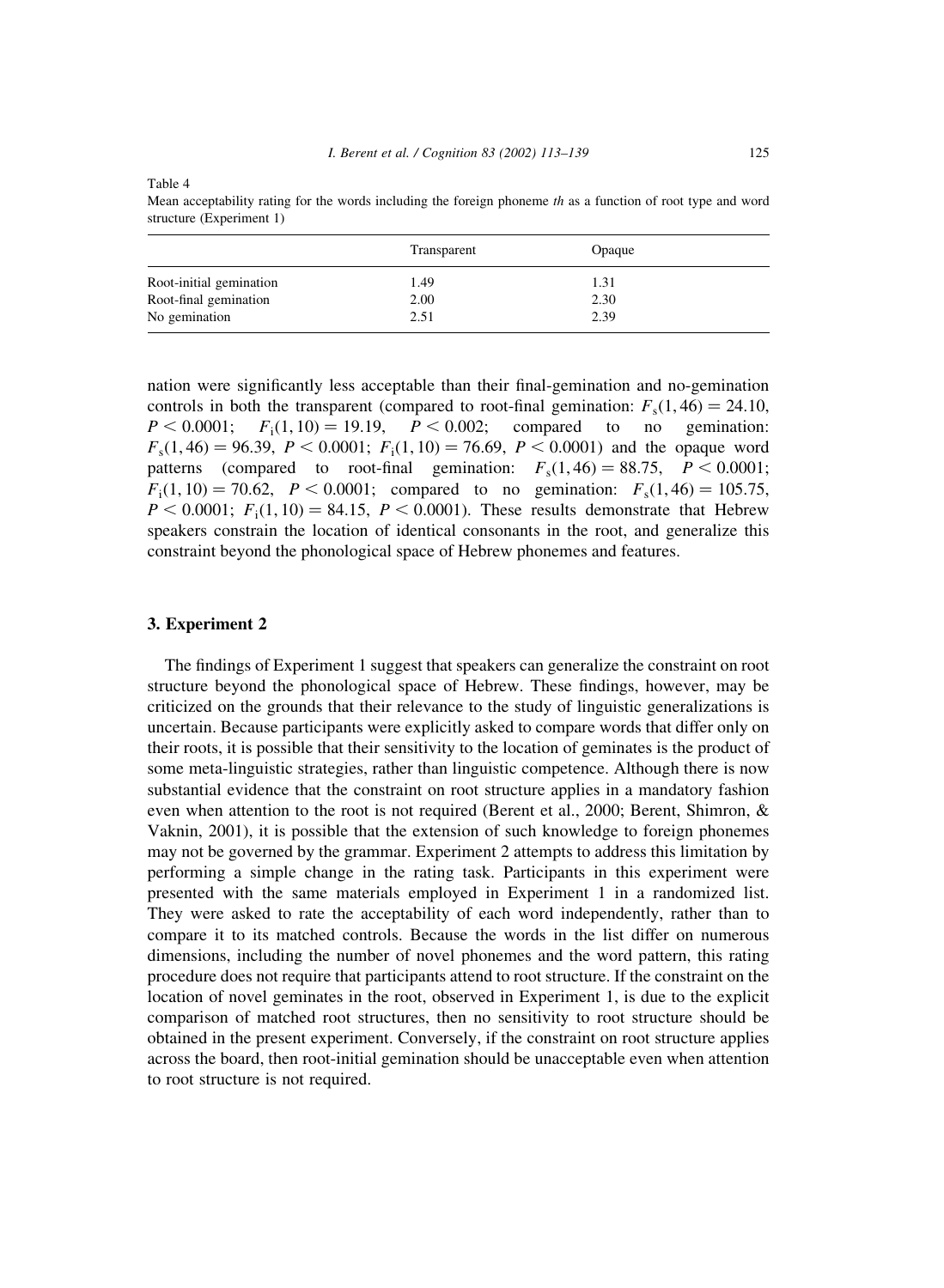Table 4

Mean acceptability rating for the words including the foreign phoneme *th* as a function of root type and word structure (Experiment 1)

| | Transparent | Opaque |
|---|---|---|
| Root-initial gemination | 1.49 | 1.31 |
| Root-final gemination | 2.00 | 2.30 |
| No gemination | 2.51 | 2.39 |

nation were significantly less acceptable than their final-gemination and no-gemination controls in both the transparent (compared to root-final gemination: $F_s(1, 46) = 24.10$, $P < 0.0001$; $F_i(1, 10) = 19.19$, $P < 0.002$; compared to no gemination: $F_s(1, 46) = 96.39$, $P < 0.0001$; $F_i(1, 10) = 76.69$, $P < 0.0001$) and the opaque word patterns (compared to root-final gemination: $F_s(1, 46) = 88.75$, $P < 0.0001$; $F_i(1, 10) = 70.62$, $P < 0.0001$; compared to no gemination: $F_s(1, 46) = 105.75$, $P < 0.0001$; $F_i(1, 10) = 84.15$, $P < 0.0001$). These results demonstrate that Hebrew speakers constrain the location of identical consonants in the root, and generalize this constraint beyond the phonological space of Hebrew phonemes and features.

## 3. Experiment 2

The findings of Experiment 1 suggest that speakers can generalize the constraint on root structure beyond the phonological space of Hebrew. These findings, however, may be criticized on the grounds that their relevance to the study of linguistic generalizations is uncertain. Because participants were explicitly asked to compare words that differ only on their roots, it is possible that their sensitivity to the location of geminates is the product of some meta-linguistic strategies, rather than linguistic competence. Although there is now substantial evidence that the constraint on root structure applies in a mandatory fashion even when attention to the root is not required (Berent et al., 2000; Berent, Shimron, & Vaknin, 2001), it is possible that the extension of such knowledge to foreign phonemes may not be governed by the grammar. Experiment 2 attempts to address this limitation by performing a simple change in the rating task. Participants in this experiment were presented with the same materials employed in Experiment 1 in a randomized list. They were asked to rate the acceptability of each word independently, rather than to compare it to its matched controls. Because the words in the list differ on numerous dimensions, including the number of novel phonemes and the word pattern, this rating procedure does not require that participants attend to root structure. If the constraint on the location of novel geminates in the root, observed in Experiment 1, is due to the explicit comparison of matched root structures, then no sensitivity to root structure should be obtained in the present experiment. Conversely, if the constraint on root structure applies across the board, then root-initial gemination should be unacceptable even when attention to root structure is not required.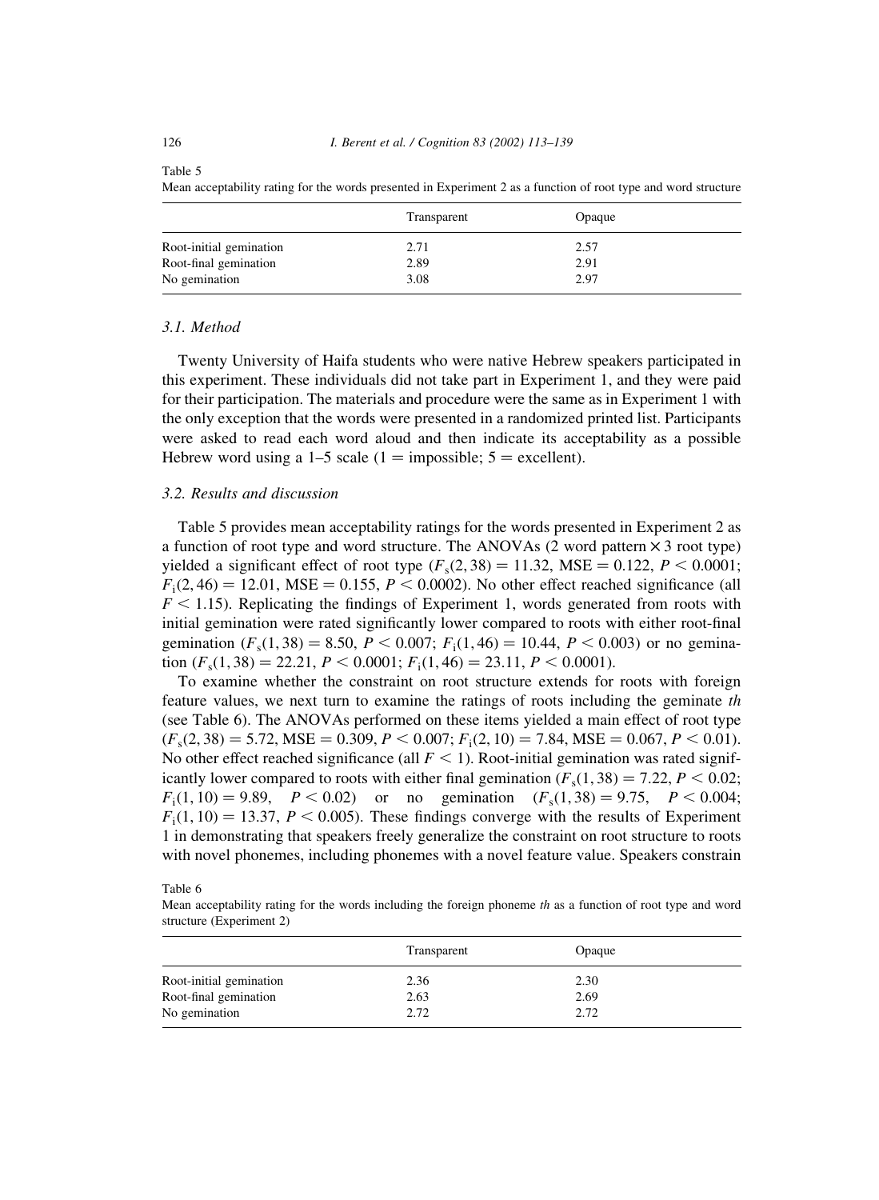Table 5

Mean acceptability rating for the words presented in Experiment 2 as a function of root type and word structure

| | Transparent | Opaque |
|---|---|---|
| Root-initial gemination | 2.71 | 2.57 |
| Root-final gemination | 2.89 | 2.91 |
| No gemination | 3.08 | 2.97 |

### 3.1. Method

Twenty University of Haifa students who were native Hebrew speakers participated in this experiment. These individuals did not take part in Experiment 1, and they were paid for their participation. The materials and procedure were the same as in Experiment 1 with the only exception that the words were presented in a randomized printed list. Participants were asked to read each word aloud and then indicate its acceptability as a possible Hebrew word using a 1–5 scale (1 = impossible; 5 = excellent).

### 3.2. Results and discussion

Table 5 provides mean acceptability ratings for the words presented in Experiment 2 as a function of root type and word structure. The ANOVAs (2 word pattern × 3 root type) yielded a significant effect of root type ($F_s(2, 38) = 11.32$, MSE = 0.122, $P < 0.0001$; $F_i(2, 46) = 12.01$, MSE = 0.155, $P < 0.0002$). No other effect reached significance (all $F < 1.15$). Replicating the findings of Experiment 1, words generated from roots with initial gemination were rated significantly lower compared to roots with either root-final gemination ($F_s(1, 38) = 8.50$, $P < 0.007$; $F_i(1, 46) = 10.44$, $P < 0.003$) or no gemination ($F_s(1, 38) = 22.21$, $P < 0.0001$; $F_i(1, 46) = 23.11$, $P < 0.0001$).

To examine whether the constraint on root structure extends for roots with foreign feature values, we next turn to examine the ratings of roots including the geminate *th* (see Table 6). The ANOVAs performed on these items yielded a main effect of root type ($F_s(2, 38) = 5.72$, MSE = 0.309, $P < 0.007$; $F_i(2, 10) = 7.84$, MSE = 0.067, $P < 0.01$). No other effect reached significance (all $F < 1$). Root-initial gemination was rated significantly lower compared to roots with either final gemination ($F_s(1, 38) = 7.22$, $P < 0.02$; $F_i(1, 10) = 9.89$, $P < 0.02$) or no gemination ($F_s(1, 38) = 9.75$, $P < 0.004$; $F_i(1, 10) = 13.37$, $P < 0.005$). These findings converge with the results of Experiment 1 in demonstrating that speakers freely generalize the constraint on root structure to roots with novel phonemes, including phonemes with a novel feature value. Speakers constrain

Table 6

Mean acceptability rating for the words including the foreign phoneme *th* as a function of root type and word structure (Experiment 2)

| | Transparent | Opaque |
|---|---|---|
| Root-initial gemination | 2.36 | 2.30 |
| Root-final gemination | 2.63 | 2.69 |
| No gemination | 2.72 | 2.72 |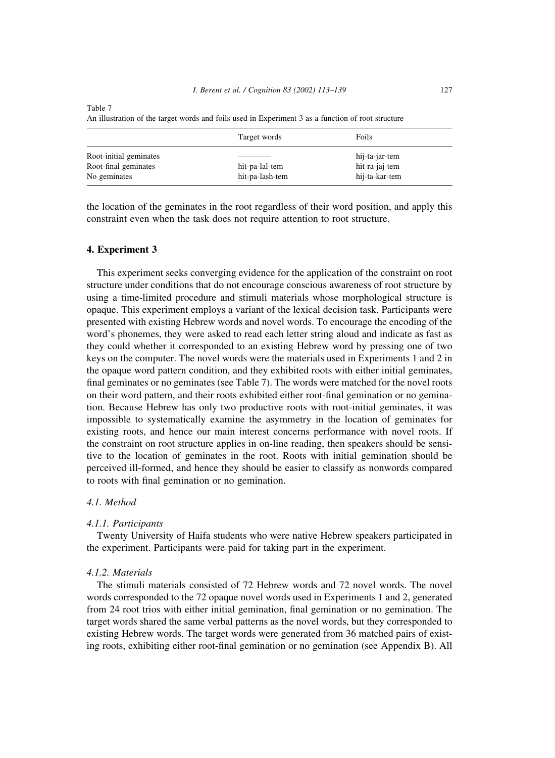Table 7
An illustration of the target words and foils used in Experiment 3 as a function of root structure

| | Target words | Foils |
|---|---|---|
| Root-initial geminates | ——— | hij-ta-jar-tem |
| Root-final geminates | hit-pa-lal-tem | hit-ra-jaj-tem |
| No geminates | hit-pa-lash-tem | hij-ta-kar-tem |

the location of the geminates in the root regardless of their word position, and apply this constraint even when the task does not require attention to root structure.

## 4. Experiment 3

This experiment seeks converging evidence for the application of the constraint on root structure under conditions that do not encourage conscious awareness of root structure by using a time-limited procedure and stimuli materials whose morphological structure is opaque. This experiment employs a variant of the lexical decision task. Participants were presented with existing Hebrew words and novel words. To encourage the encoding of the word's phonemes, they were asked to read each letter string aloud and indicate as fast as they could whether it corresponded to an existing Hebrew word by pressing one of two keys on the computer. The novel words were the materials used in Experiments 1 and 2 in the opaque word pattern condition, and they exhibited roots with either initial geminates, final geminates or no geminates (see Table 7). The words were matched for the novel roots on their word pattern, and their roots exhibited either root-final gemination or no gemination. Because Hebrew has only two productive roots with root-initial geminates, it was impossible to systematically examine the asymmetry in the location of geminates for existing roots, and hence our main interest concerns performance with novel roots. If the constraint on root structure applies in on-line reading, then speakers should be sensitive to the location of geminates in the root. Roots with initial gemination should be perceived ill-formed, and hence they should be easier to classify as nonwords compared to roots with final gemination or no gemination.

### 4.1. Method

#### 4.1.1. Participants

Twenty University of Haifa students who were native Hebrew speakers participated in the experiment. Participants were paid for taking part in the experiment.

#### 4.1.2. Materials

The stimuli materials consisted of 72 Hebrew words and 72 novel words. The novel words corresponded to the 72 opaque novel words used in Experiments 1 and 2, generated from 24 root trios with either initial gemination, final gemination or no gemination. The target words shared the same verbal patterns as the novel words, but they corresponded to existing Hebrew words. The target words were generated from 36 matched pairs of existing roots, exhibiting either root-final gemination or no gemination (see Appendix B). All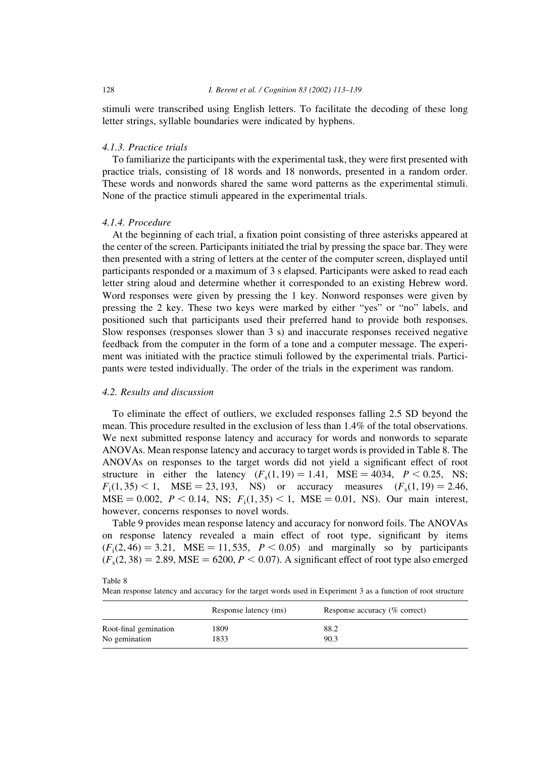stimuli were transcribed using English letters. To facilitate the decoding of these long letter strings, syllable boundaries were indicated by hyphens.

### 4.1.3. Practice trials

To familiarize the participants with the experimental task, they were first presented with practice trials, consisting of 18 words and 18 nonwords, presented in a random order. These words and nonwords shared the same word patterns as the experimental stimuli. None of the practice stimuli appeared in the experimental trials.

### 4.1.4. Procedure

At the beginning of each trial, a fixation point consisting of three asterisks appeared at the center of the screen. Participants initiated the trial by pressing the space bar. They were then presented with a string of letters at the center of the computer screen, displayed until participants responded or a maximum of 3 s elapsed. Participants were asked to read each letter string aloud and determine whether it corresponded to an existing Hebrew word. Word responses were given by pressing the 1 key. Nonword responses were given by pressing the 2 key. These two keys were marked by either "yes" or "no" labels, and positioned such that participants used their preferred hand to provide both responses. Slow responses (responses slower than 3 s) and inaccurate responses received negative feedback from the computer in the form of a tone and a computer message. The experiment was initiated with the practice stimuli followed by the experimental trials. Participants were tested individually. The order of the trials in the experiment was random.

## 4.2. Results and discussion

To eliminate the effect of outliers, we excluded responses falling 2.5 SD beyond the mean. This procedure resulted in the exclusion of less than 1.4% of the total observations. We next submitted response latency and accuracy for words and nonwords to separate ANOVAs. Mean response latency and accuracy to target words is provided in Table 8. The ANOVAs on responses to the target words did not yield a significant effect of root structure in either the latency ($F_s(1, 19) = 1.41$, $\text{MSE} = 4034$, $P < 0.25$, NS; $F_i(1, 35) < 1$, $\text{MSE} = 23,193$, NS) or accuracy measures ($F_s(1, 19) = 2.46$, $\text{MSE} = 0.002$, $P < 0.14$, NS; $F_i(1, 35) < 1$, $\text{MSE} = 0.01$, NS). Our main interest, however, concerns responses to novel words.

Table 9 provides mean response latency and accuracy for nonword foils. The ANOVAs on response latency revealed a main effect of root type, significant by items ($F_i(2, 46) = 3.21$, $\text{MSE} = 11,535$, $P < 0.05$) and marginally so by participants ($F_s(2, 38) = 2.89$, $\text{MSE} = 6200$, $P < 0.07$). A significant effect of root type also emerged

Table 8
Mean response latency and accuracy for the target words used in Experiment 3 as a function of root structure

| | Response latency (ms) | Response accuracy (% correct) |
|---|---|---|
| Root-final gemination | 1809 | 88.2 |
| No gemination | 1833 | 90.3 |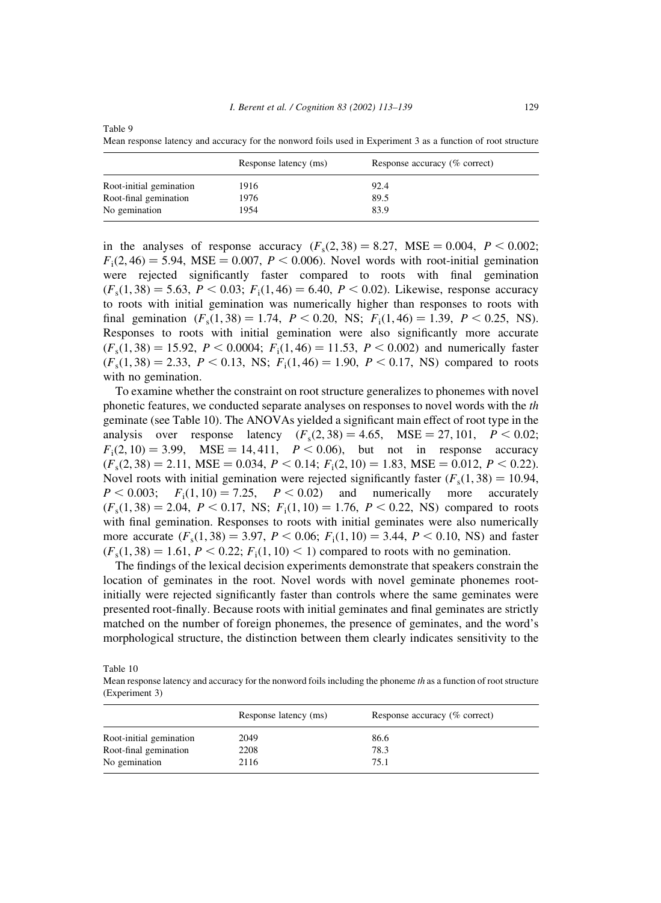Table 9

Mean response latency and accuracy for the nonword foils used in Experiment 3 as a function of root structure

| | Response latency (ms) | Response accuracy (% correct) |
|---|---|---|
| Root-initial gemination | 1916 | 92.4 |
| Root-final gemination | 1976 | 89.5 |
| No gemination | 1954 | 83.9 |

in the analyses of response accuracy ($F_s(2, 38) = 8.27$, MSE $= 0.004$, $P < 0.002$; $F_i(2, 46) = 5.94$, MSE $= 0.007$, $P < 0.006$). Novel words with root-initial gemination were rejected significantly faster compared to roots with final gemination ($F_s(1, 38) = 5.63$, $P < 0.03$; $F_i(1, 46) = 6.40$, $P < 0.02$). Likewise, response accuracy to roots with initial gemination was numerically higher than responses to roots with final gemination ($F_s(1, 38) = 1.74$, $P < 0.20$, NS; $F_i(1, 46) = 1.39$, $P < 0.25$, NS). Responses to roots with initial gemination were also significantly more accurate ($F_s(1, 38) = 15.92$, $P < 0.0004$; $F_i(1, 46) = 11.53$, $P < 0.002$) and numerically faster ($F_s(1, 38) = 2.33$, $P < 0.13$, NS; $F_i(1, 46) = 1.90$, $P < 0.17$, NS) compared to roots with no gemination.

To examine whether the constraint on root structure generalizes to phonemes with novel phonetic features, we conducted separate analyses on responses to novel words with the *th* geminate (see Table 10). The ANOVAs yielded a significant main effect of root type in the analysis over response latency ($F_s(2, 38) = 4.65$, MSE $= 27,101$, $P < 0.02$; $F_i(2, 10) = 3.99$, MSE $= 14,411$, $P < 0.06$), but not in response accuracy ($F_s(2, 38) = 2.11$, MSE $= 0.034$, $P < 0.14$; $F_i(2, 10) = 1.83$, MSE $= 0.012$, $P < 0.22$). Novel roots with initial gemination were rejected significantly faster ($F_s(1, 38) = 10.94$, $P < 0.003$; $F_i(1, 10) = 7.25$, $P < 0.02$) and numerically more accurately ($F_s(1, 38) = 2.04$, $P < 0.17$, NS; $F_i(1, 10) = 1.76$, $P < 0.22$, NS) compared to roots with final gemination. Responses to roots with initial geminates were also numerically more accurate ($F_s(1, 38) = 3.97$, $P < 0.06$; $F_i(1, 10) = 3.44$, $P < 0.10$, NS) and faster ($F_s(1, 38) = 1.61$, $P < 0.22$; $F_i(1, 10) < 1$) compared to roots with no gemination.

The findings of the lexical decision experiments demonstrate that speakers constrain the location of geminates in the root. Novel words with novel geminate phonemes root-initially were rejected significantly faster than controls where the same geminates were presented root-finally. Because roots with initial geminates and final geminates are strictly matched on the number of foreign phonemes, the presence of geminates, and the word's morphological structure, the distinction between them clearly indicates sensitivity to the

Table 10

Mean response latency and accuracy for the nonword foils including the phoneme *th* as a function of root structure (Experiment 3)

| | Response latency (ms) | Response accuracy (% correct) |
|---|---|---|
| Root-initial gemination | 2049 | 86.6 |
| Root-final gemination | 2208 | 78.3 |
| No gemination | 2116 | 75.1 |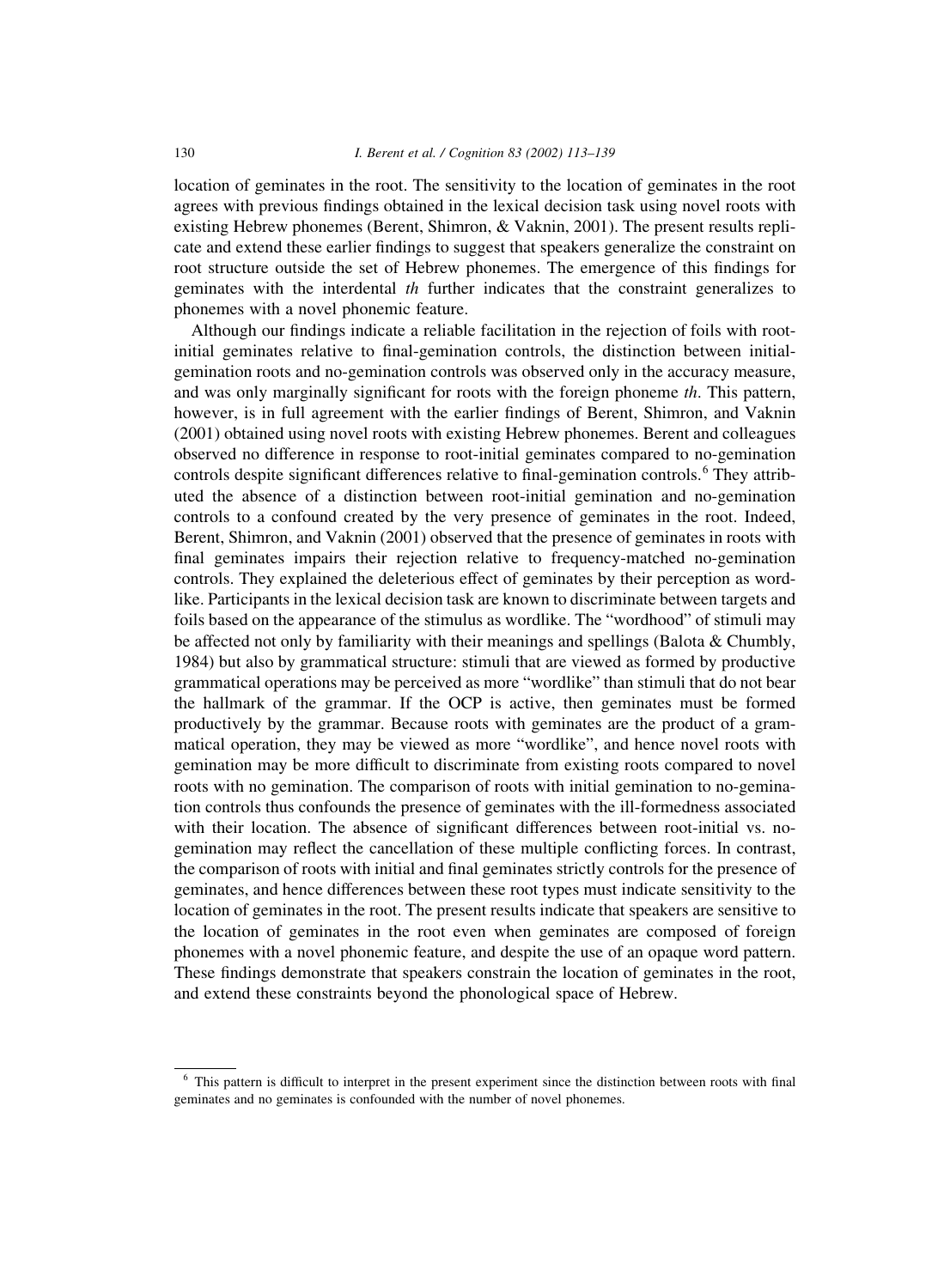location of geminates in the root. The sensitivity to the location of geminates in the root agrees with previous findings obtained in the lexical decision task using novel roots with existing Hebrew phonemes (Berent, Shimron, & Vaknin, 2001). The present results replicate and extend these earlier findings to suggest that speakers generalize the constraint on root structure outside the set of Hebrew phonemes. The emergence of this findings for geminates with the interdental *th* further indicates that the constraint generalizes to phonemes with a novel phonemic feature.

Although our findings indicate a reliable facilitation in the rejection of foils with root-initial geminates relative to final-gemination controls, the distinction between initial-gemination roots and no-gemination controls was observed only in the accuracy measure, and was only marginally significant for roots with the foreign phoneme *th*. This pattern, however, is in full agreement with the earlier findings of Berent, Shimron, and Vaknin (2001) obtained using novel roots with existing Hebrew phonemes. Berent and colleagues observed no difference in response to root-initial geminates compared to no-gemination controls despite significant differences relative to final-gemination controls.[6] They attributed the absence of a distinction between root-initial gemination and no-gemination controls to a confound created by the very presence of geminates in the root. Indeed, Berent, Shimron, and Vaknin (2001) observed that the presence of geminates in roots with final geminates impairs their rejection relative to frequency-matched no-gemination controls. They explained the deleterious effect of geminates by their perception as word-like. Participants in the lexical decision task are known to discriminate between targets and foils based on the appearance of the stimulus as wordlike. The "wordhood" of stimuli may be affected not only by familiarity with their meanings and spellings (Balota & Chumbly, 1984) but also by grammatical structure: stimuli that are viewed as formed by productive grammatical operations may be perceived as more "wordlike" than stimuli that do not bear the hallmark of the grammar. If the OCP is active, then geminates must be formed productively by the grammar. Because roots with geminates are the product of a grammatical operation, they may be viewed as more "wordlike", and hence novel roots with gemination may be more difficult to discriminate from existing roots compared to novel roots with no gemination. The comparison of roots with initial gemination to no-gemination controls thus confounds the presence of geminates with the ill-formedness associated with their location. The absence of significant differences between root-initial vs. no-gemination may reflect the cancellation of these multiple conflicting forces. In contrast, the comparison of roots with initial and final geminates strictly controls for the presence of geminates, and hence differences between these root types must indicate sensitivity to the location of geminates in the root. The present results indicate that speakers are sensitive to the location of geminates in the root even when geminates are composed of foreign phonemes with a novel phonemic feature, and despite the use of an opaque word pattern. These findings demonstrate that speakers constrain the location of geminates in the root, and extend these constraints beyond the phonological space of Hebrew.

---

[6] This pattern is difficult to interpret in the present experiment since the distinction between roots with final geminates and no geminates is confounded with the number of novel phonemes.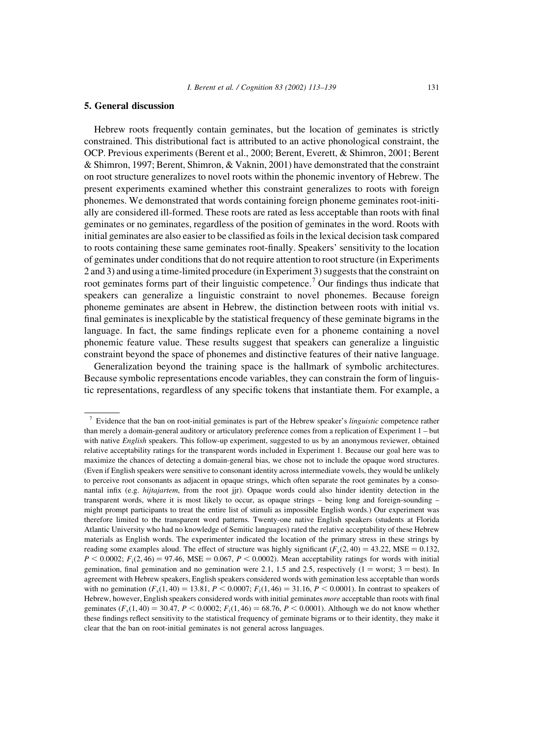## 5. General discussion

Hebrew roots frequently contain geminates, but the location of geminates is strictly constrained. This distributional fact is attributed to an active phonological constraint, the OCP. Previous experiments (Berent et al., 2000; Berent, Everett, & Shimron, 2001; Berent & Shimron, 1997; Berent, Shimron, & Vaknin, 2001) have demonstrated that the constraint on root structure generalizes to novel roots within the phonemic inventory of Hebrew. The present experiments examined whether this constraint generalizes to roots with foreign phonemes. We demonstrated that words containing foreign phoneme geminates root-initially are considered ill-formed. These roots are rated as less acceptable than roots with final geminates or no geminates, regardless of the position of geminates in the word. Roots with initial geminates are also easier to be classified as foils in the lexical decision task compared to roots containing these same geminates root-finally. Speakers' sensitivity to the location of geminates under conditions that do not require attention to root structure (in Experiments 2 and 3) and using a time-limited procedure (in Experiment 3) suggests that the constraint on root geminates forms part of their linguistic competence.[7] Our findings thus indicate that speakers can generalize a linguistic constraint to novel phonemes. Because foreign phoneme geminates are absent in Hebrew, the distinction between roots with initial vs. final geminates is inexplicable by the statistical frequency of these geminate bigrams in the language. In fact, the same findings replicate even for a phoneme containing a novel phonemic feature value. These results suggest that speakers can generalize a linguistic constraint beyond the space of phonemes and distinctive features of their native language.

Generalization beyond the training space is the hallmark of symbolic architectures. Because symbolic representations encode variables, they can constrain the form of linguistic representations, regardless of any specific tokens that instantiate them. For example, a

[7] Evidence that the ban on root-initial geminates is part of the Hebrew speaker's *linguistic* competence rather than merely a domain-general auditory or articulatory preference comes from a replication of Experiment 1 – but with native *English* speakers. This follow-up experiment, suggested to us by an anonymous reviewer, obtained relative acceptability ratings for the transparent words included in Experiment 1. Because our goal here was to maximize the chances of detecting a domain-general bias, we chose not to include the opaque word structures. (Even if English speakers were sensitive to consonant identity across intermediate vowels, they would be unlikely to perceive root consonants as adjacent in opaque strings, which often separate the root geminates by a consonantal infix (e.g. *hijtajartem*, from the root jjr). Opaque words could also hinder identity detection in the transparent words, where it is most likely to occur, as opaque strings – being long and foreign-sounding – might prompt participants to treat the entire list of stimuli as impossible English words.) Our experiment was therefore limited to the transparent word patterns. Twenty-one native English speakers (students at Florida Atlantic University who had no knowledge of Semitic languages) rated the relative acceptability of these Hebrew materials as English words. The experimenter indicated the location of the primary stress in these strings by reading some examples aloud. The effect of structure was highly significant ($F_s(2, 40) = 43.22$, MSE $= 0.132$, $P < 0.0002$; $F_i(2, 46) = 97.46$, MSE $= 0.067$, $P < 0.0002$). Mean acceptability ratings for words with initial gemination, final gemination and no gemination were 2.1, 1.5 and 2.5, respectively (1 = worst; 3 = best). In agreement with Hebrew speakers, English speakers considered words with gemination less acceptable than words with no gemination ($F_s(1, 40) = 13.81$, $P < 0.0007$; $F_i(1, 46) = 31.16$, $P < 0.0001$). In contrast to speakers of Hebrew, however, English speakers considered words with initial geminates *more* acceptable than roots with final geminates ($F_s(1, 40) = 30.47$, $P < 0.0002$; $F_i(1, 46) = 68.76$, $P < 0.0001$). Although we do not know whether these findings reflect sensitivity to the statistical frequency of geminate bigrams or to their identity, they make it clear that the ban on root-initial geminates is not general across languages.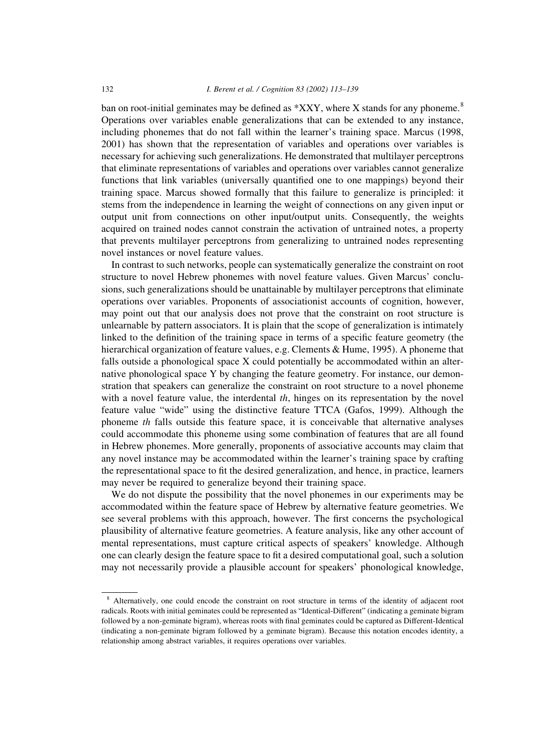ban on root-initial geminates may be defined as *XXY, where X stands for any phoneme.[8] Operations over variables enable generalizations that can be extended to any instance, including phonemes that do not fall within the learner's training space. Marcus (1998, 2001) has shown that the representation of variables and operations over variables is necessary for achieving such generalizations. He demonstrated that multilayer perceptrons that eliminate representations of variables and operations over variables cannot generalize functions that link variables (universally quantified one to one mappings) beyond their training space. Marcus showed formally that this failure to generalize is principled: it stems from the independence in learning the weight of connections on any given input or output unit from connections on other input/output units. Consequently, the weights acquired on trained nodes cannot constrain the activation of untrained notes, a property that prevents multilayer perceptrons from generalizing to untrained nodes representing novel instances or novel feature values.

In contrast to such networks, people can systematically generalize the constraint on root structure to novel Hebrew phonemes with novel feature values. Given Marcus' conclusions, such generalizations should be unattainable by multilayer perceptrons that eliminate operations over variables. Proponents of associationist accounts of cognition, however, may point out that our analysis does not prove that the constraint on root structure is unlearnable by pattern associators. It is plain that the scope of generalization is intimately linked to the definition of the training space in terms of a specific feature geometry (the hierarchical organization of feature values, e.g. Clements & Hume, 1995). A phoneme that falls outside a phonological space X could potentially be accommodated within an alternative phonological space Y by changing the feature geometry. For instance, our demonstration that speakers can generalize the constraint on root structure to a novel phoneme with a novel feature value, the interdental *th*, hinges on its representation by the novel feature value "wide" using the distinctive feature TTCA (Gafos, 1999). Although the phoneme *th* falls outside this feature space, it is conceivable that alternative analyses could accommodate this phoneme using some combination of features that are all found in Hebrew phonemes. More generally, proponents of associative accounts may claim that any novel instance may be accommodated within the learner's training space by crafting the representational space to fit the desired generalization, and hence, in practice, learners may never be required to generalize beyond their training space.

We do not dispute the possibility that the novel phonemes in our experiments may be accommodated within the feature space of Hebrew by alternative feature geometries. We see several problems with this approach, however. The first concerns the psychological plausibility of alternative feature geometries. A feature analysis, like any other account of mental representations, must capture critical aspects of speakers' knowledge. Although one can clearly design the feature space to fit a desired computational goal, such a solution may not necessarily provide a plausible account for speakers' phonological knowledge,

[8] Alternatively, one could encode the constraint on root structure in terms of the identity of adjacent root radicals. Roots with initial geminates could be represented as "Identical-Different" (indicating a geminate bigram followed by a non-geminate bigram), whereas roots with final geminates could be captured as Different-Identical (indicating a non-geminate bigram followed by a geminate bigram). Because this notation encodes identity, a relationship among abstract variables, it requires operations over variables.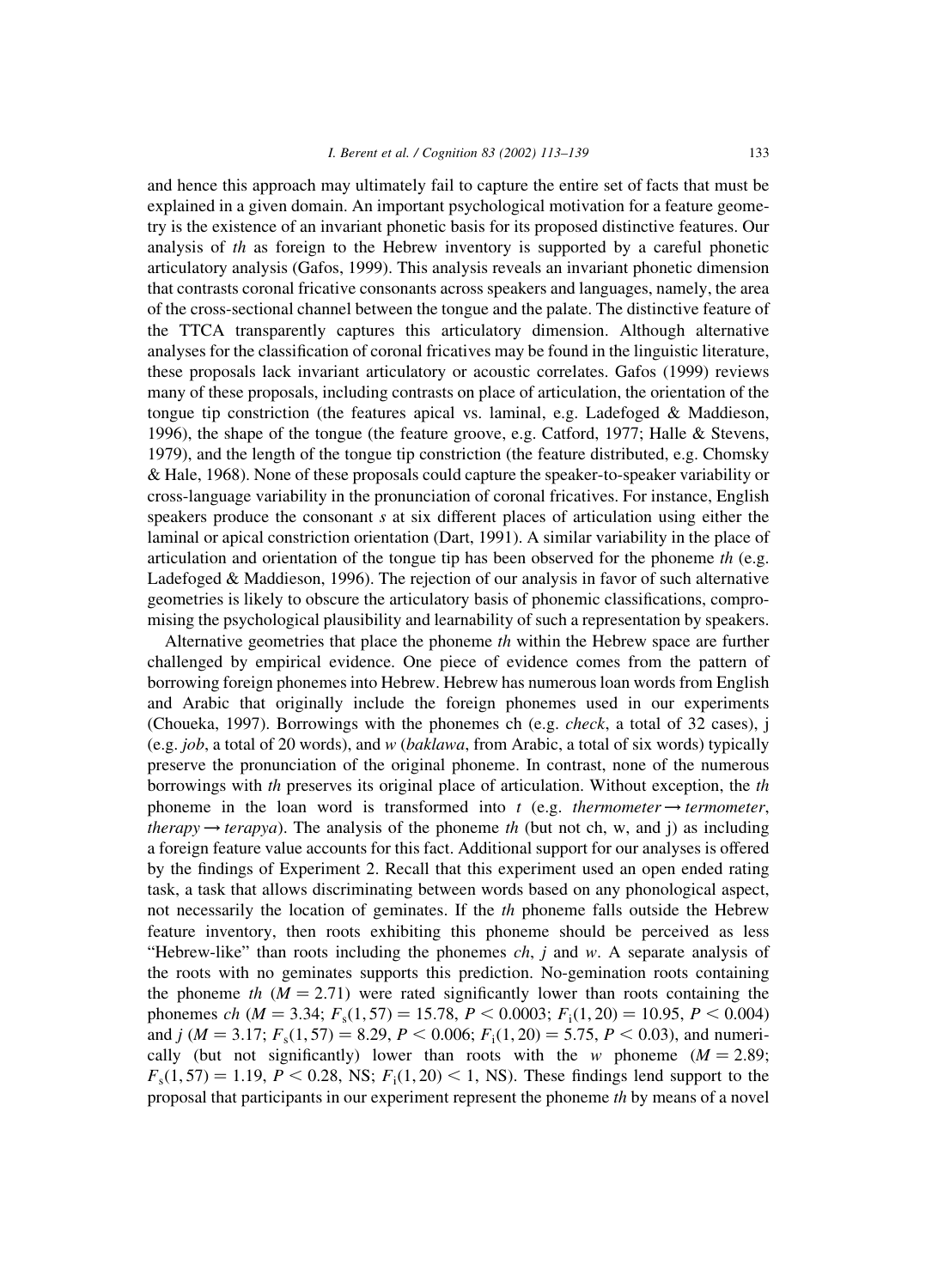and hence this approach may ultimately fail to capture the entire set of facts that must be explained in a given domain. An important psychological motivation for a feature geometry is the existence of an invariant phonetic basis for its proposed distinctive features. Our analysis of *th* as foreign to the Hebrew inventory is supported by a careful phonetic articulatory analysis (Gafos, 1999). This analysis reveals an invariant phonetic dimension that contrasts coronal fricative consonants across speakers and languages, namely, the area of the cross-sectional channel between the tongue and the palate. The distinctive feature of the TTCA transparently captures this articulatory dimension. Although alternative analyses for the classification of coronal fricatives may be found in the linguistic literature, these proposals lack invariant articulatory or acoustic correlates. Gafos (1999) reviews many of these proposals, including contrasts on place of articulation, the orientation of the tongue tip constriction (the features apical vs. laminal, e.g. Ladefoged & Maddieson, 1996), the shape of the tongue (the feature groove, e.g. Catford, 1977; Halle & Stevens, 1979), and the length of the tongue tip constriction (the feature distributed, e.g. Chomsky & Hale, 1968). None of these proposals could capture the speaker-to-speaker variability or cross-language variability in the pronunciation of coronal fricatives. For instance, English speakers produce the consonant *s* at six different places of articulation using either the laminal or apical constriction orientation (Dart, 1991). A similar variability in the place of articulation and orientation of the tongue tip has been observed for the phoneme *th* (e.g. Ladefoged & Maddieson, 1996). The rejection of our analysis in favor of such alternative geometries is likely to obscure the articulatory basis of phonemic classifications, compromising the psychological plausibility and learnability of such a representation by speakers.

Alternative geometries that place the phoneme *th* within the Hebrew space are further challenged by empirical evidence. One piece of evidence comes from the pattern of borrowing foreign phonemes into Hebrew. Hebrew has numerous loan words from English and Arabic that originally include the foreign phonemes used in our experiments (Choueka, 1997). Borrowings with the phonemes ch (e.g. *check*, a total of 32 cases), j (e.g. *job*, a total of 20 words), and *w* (*baklawa*, from Arabic, a total of six words) typically preserve the pronunciation of the original phoneme. In contrast, none of the numerous borrowings with *th* preserves its original place of articulation. Without exception, the *th* phoneme in the loan word is transformed into *t* (e.g. *thermometer* → *termometer*, *therapy* → *terapya*). The analysis of the phoneme *th* (but not ch, w, and j) as including a foreign feature value accounts for this fact. Additional support for our analyses is offered by the findings of Experiment 2. Recall that this experiment used an open ended rating task, a task that allows discriminating between words based on any phonological aspect, not necessarily the location of geminates. If the *th* phoneme falls outside the Hebrew feature inventory, then roots exhibiting this phoneme should be perceived as less "Hebrew-like" than roots including the phonemes *ch*, *j* and *w*. A separate analysis of the roots with no geminates supports this prediction. No-gemination roots containing the phoneme *th* ($M = 2.71$) were rated significantly lower than roots containing the phonemes *ch* ($M = 3.34$; $F_s(1, 57) = 15.78$, $P < 0.0003$; $F_i(1, 20) = 10.95$, $P < 0.004$) and *j* ($M = 3.17$; $F_s(1, 57) = 8.29$, $P < 0.006$; $F_i(1, 20) = 5.75$, $P < 0.03$), and numerically (but not significantly) lower than roots with the *w* phoneme ($M = 2.89$; $F_s(1, 57) = 1.19$, $P < 0.28$, NS; $F_i(1, 20) < 1$, NS). These findings lend support to the proposal that participants in our experiment represent the phoneme *th* by means of a novel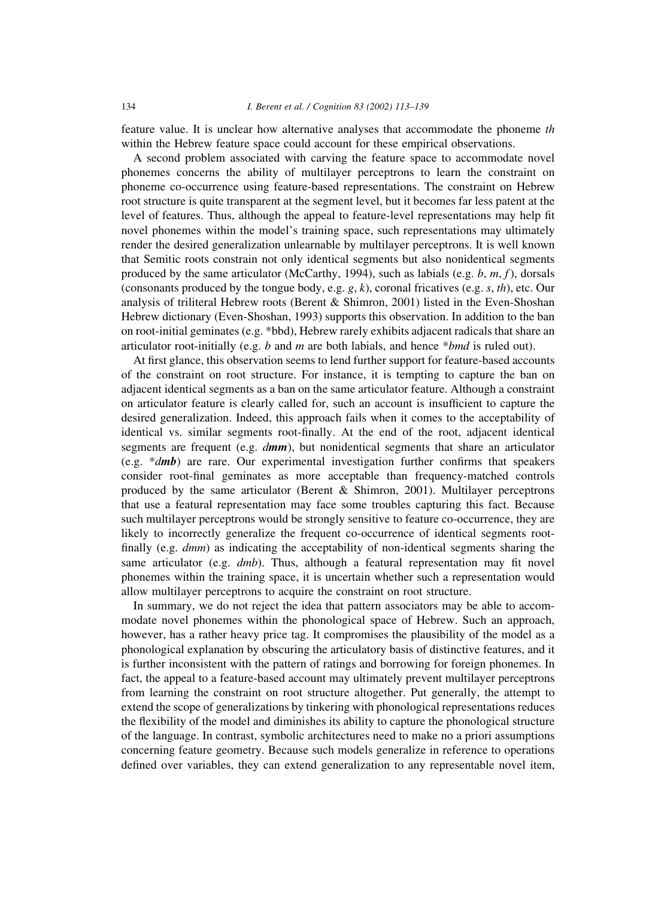feature value. It is unclear how alternative analyses that accommodate the phoneme *th* within the Hebrew feature space could account for these empirical observations.

A second problem associated with carving the feature space to accommodate novel phonemes concerns the ability of multilayer perceptrons to learn the constraint on phoneme co-occurrence using feature-based representations. The constraint on Hebrew root structure is quite transparent at the segment level, but it becomes far less patent at the level of features. Thus, although the appeal to feature-level representations may help fit novel phonemes within the model's training space, such representations may ultimately render the desired generalization unlearnable by multilayer perceptrons. It is well known that Semitic roots constrain not only identical segments but also nonidentical segments produced by the same articulator (McCarthy, 1994), such as labials (e.g. *b*, *m*, *f*), dorsals (consonants produced by the tongue body, e.g. *g*, *k*), coronal fricatives (e.g. *s*, *th*), etc. Our analysis of triliteral Hebrew roots (Berent & Shimron, 2001) listed in the Even-Shoshan Hebrew dictionary (Even-Shoshan, 1993) supports this observation. In addition to the ban on root-initial geminates (e.g. *bbd), Hebrew rarely exhibits adjacent radicals that share an articulator root-initially (e.g. *b* and *m* are both labials, and hence **bmd* is ruled out).

At first glance, this observation seems to lend further support for feature-based accounts of the constraint on root structure. For instance, it is tempting to capture the ban on adjacent identical segments as a ban on the same articulator feature. Although a constraint on articulator feature is clearly called for, such an account is insufficient to capture the desired generalization. Indeed, this approach fails when it comes to the acceptability of identical vs. similar segments root-finally. At the end of the root, adjacent identical segments are frequent (e.g. *d**mm***), but nonidentical segments that share an articulator (e.g. **d**mb***) are rare. Our experimental investigation further confirms that speakers consider root-final geminates as more acceptable than frequency-matched controls produced by the same articulator (Berent & Shimron, 2001). Multilayer perceptrons that use a featural representation may face some troubles capturing this fact. Because such multilayer perceptrons would be strongly sensitive to feature co-occurrence, they are likely to incorrectly generalize the frequent co-occurrence of identical segments root-finally (e.g. *dmm*) as indicating the acceptability of non-identical segments sharing the same articulator (e.g. *dmb*). Thus, although a featural representation may fit novel phonemes within the training space, it is uncertain whether such a representation would allow multilayer perceptrons to acquire the constraint on root structure.

In summary, we do not reject the idea that pattern associators may be able to accommodate novel phonemes within the phonological space of Hebrew. Such an approach, however, has a rather heavy price tag. It compromises the plausibility of the model as a phonological explanation by obscuring the articulatory basis of distinctive features, and it is further inconsistent with the pattern of ratings and borrowing for foreign phonemes. In fact, the appeal to a feature-based account may ultimately prevent multilayer perceptrons from learning the constraint on root structure altogether. Put generally, the attempt to extend the scope of generalizations by tinkering with phonological representations reduces the flexibility of the model and diminishes its ability to capture the phonological structure of the language. In contrast, symbolic architectures need to make no a priori assumptions concerning feature geometry. Because such models generalize in reference to operations defined over variables, they can extend generalization to any representable novel item,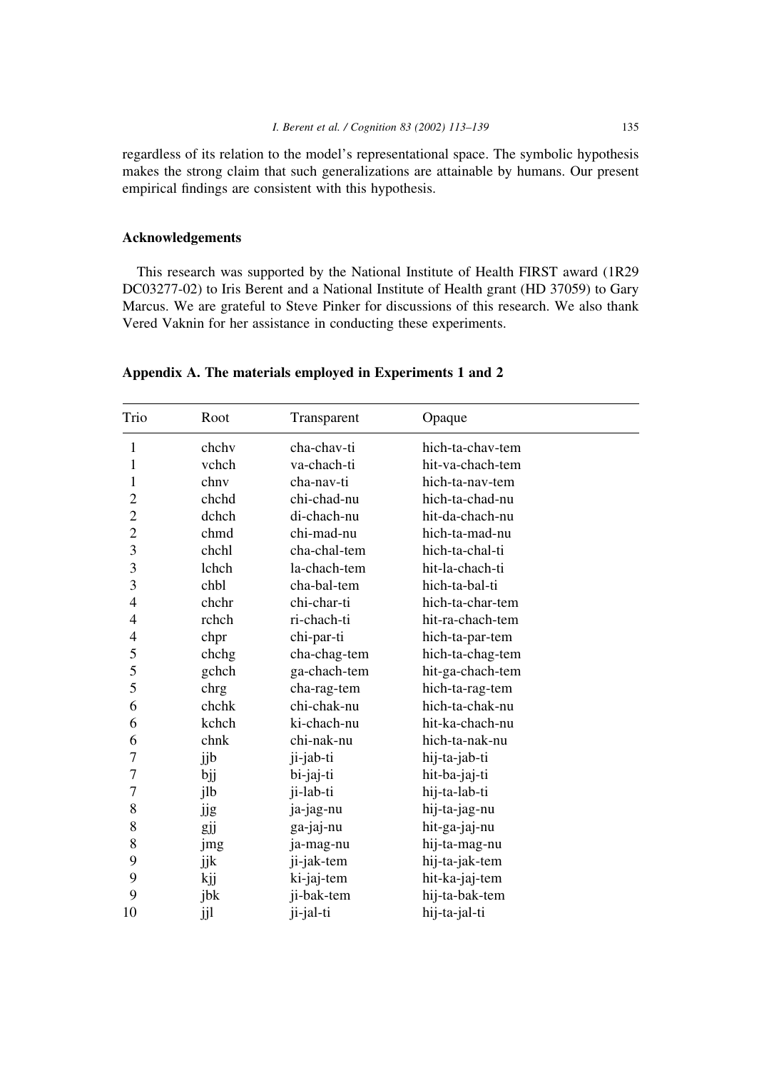regardless of its relation to the model's representational space. The symbolic hypothesis makes the strong claim that such generalizations are attainable by humans. Our present empirical findings are consistent with this hypothesis.

## Acknowledgements

This research was supported by the National Institute of Health FIRST award (1R29 DC03277-02) to Iris Berent and a National Institute of Health grant (HD 37059) to Gary Marcus. We are grateful to Steve Pinker for discussions of this research. We also thank Vered Vaknin for her assistance in conducting these experiments.

## Appendix A. The materials employed in Experiments 1 and 2

| Trio | Root | Transparent | Opaque |
|---|---|---|---|
| 1 | chchv | cha-chav-ti | hich-ta-chav-tem |
| 1 | vchch | va-chach-ti | hit-va-chach-tem |
| 1 | chnv | cha-nav-ti | hich-ta-nav-tem |
| 2 | chchd | chi-chad-nu | hich-ta-chad-nu |
| 2 | dchch | di-chach-nu | hit-da-chach-nu |
| 2 | chmd | chi-mad-nu | hich-ta-mad-nu |
| 3 | chchl | cha-chal-tem | hich-ta-chal-ti |
| 3 | lchch | la-chach-tem | hit-la-chach-ti |
| 3 | chbl | cha-bal-tem | hich-ta-bal-ti |
| 4 | chchr | chi-char-ti | hich-ta-char-tem |
| 4 | rchch | ri-chach-ti | hit-ra-chach-tem |
| 4 | chpr | chi-par-ti | hich-ta-par-tem |
| 5 | chchg | cha-chag-tem | hich-ta-chag-tem |
| 5 | gchch | ga-chach-tem | hit-ga-chach-tem |
| 5 | chrg | cha-rag-tem | hich-ta-rag-tem |
| 6 | chchk | chi-chak-nu | hich-ta-chak-nu |
| 6 | kchch | ki-chach-nu | hit-ka-chach-nu |
| 6 | chnk | chi-nak-nu | hich-ta-nak-nu |
| 7 | jjb | ji-jab-ti | hij-ta-jab-ti |
| 7 | bjj | bi-jaj-ti | hit-ba-jaj-ti |
| 7 | jlb | ji-lab-ti | hij-ta-lab-ti |
| 8 | jjg | ja-jag-nu | hij-ta-jag-nu |
| 8 | gjj | ga-jaj-nu | hit-ga-jaj-nu |
| 8 | jmg | ja-mag-nu | hij-ta-mag-nu |
| 9 | jjk | ji-jak-tem | hij-ta-jak-tem |
| 9 | kjj | ki-jaj-tem | hit-ka-jaj-tem |
| 9 | jbk | ji-bak-tem | hij-ta-bak-tem |
| 10 | jjl | ji-jal-ti | hij-ta-jal-ti |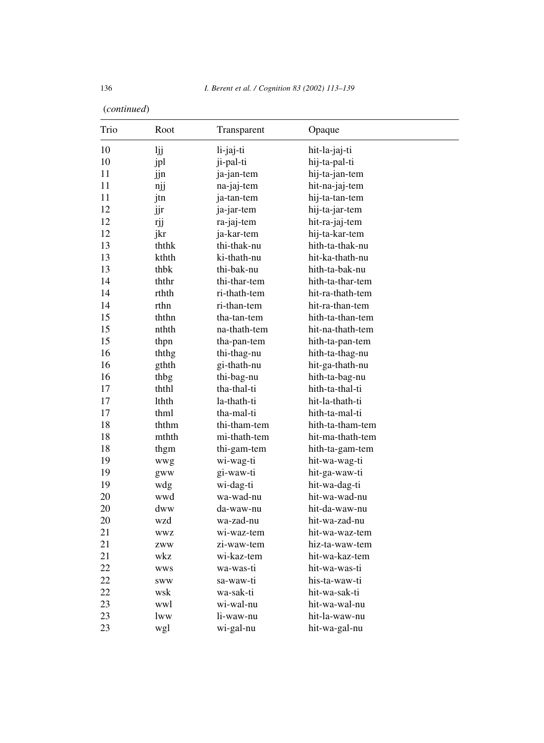(*continued*)

| Trio | Root | Transparent | Opaque |
|---|---|---|---|
| 10 | ljj | li-jaj-ti | hit-la-jaj-ti |
| 10 | jpl | ji-pal-ti | hij-ta-pal-ti |
| 11 | jjn | ja-jan-tem | hij-ta-jan-tem |
| 11 | njj | na-jaj-tem | hit-na-jaj-tem |
| 11 | jtn | ja-tan-tem | hij-ta-tan-tem |
| 12 | jjr | ja-jar-tem | hij-ta-jar-tem |
| 12 | rjj | ra-jaj-tem | hit-ra-jaj-tem |
| 12 | jkr | ja-kar-tem | hij-ta-kar-tem |
| 13 | ththk | thi-thak-nu | hith-ta-thak-nu |
| 13 | kthth | ki-thath-nu | hit-ka-thath-nu |
| 13 | thbk | thi-bak-nu | hith-ta-bak-nu |
| 14 | ththr | thi-thar-tem | hith-ta-thar-tem |
| 14 | rthth | ri-thath-tem | hit-ra-thath-tem |
| 14 | rthn | ri-than-tem | hit-ra-than-tem |
| 15 | ththn | tha-tan-tem | hith-ta-than-tem |
| 15 | nthth | na-thath-tem | hit-na-thath-tem |
| 15 | thpn | tha-pan-tem | hith-ta-pan-tem |
| 16 | ththg | thi-thag-nu | hith-ta-thag-nu |
| 16 | gthth | gi-thath-nu | hit-ga-thath-nu |
| 16 | thbg | thi-bag-nu | hith-ta-bag-nu |
| 17 | ththl | tha-thal-ti | hith-ta-thal-ti |
| 17 | lthth | la-thath-ti | hit-la-thath-ti |
| 17 | thml | tha-mal-ti | hith-ta-mal-ti |
| 18 | ththm | thi-tham-tem | hith-ta-tham-tem |
| 18 | mthth | mi-thath-tem | hit-ma-thath-tem |
| 18 | thgm | thi-gam-tem | hith-ta-gam-tem |
| 19 | wwg | wi-wag-ti | hit-wa-wag-ti |
| 19 | gww | gi-waw-ti | hit-ga-waw-ti |
| 19 | wdg | wi-dag-ti | hit-wa-dag-ti |
| 20 | wwd | wa-wad-nu | hit-wa-wad-nu |
| 20 | dww | da-waw-nu | hit-da-waw-nu |
| 20 | wzd | wa-zad-nu | hit-wa-zad-nu |
| 21 | wwz | wi-waz-tem | hit-wa-waz-tem |
| 21 | zww | zi-waw-tem | hiz-ta-waw-tem |
| 21 | wkz | wi-kaz-tem | hit-wa-kaz-tem |
| 22 | wws | wa-was-ti | hit-wa-was-ti |
| 22 | sww | sa-waw-ti | his-ta-waw-ti |
| 22 | wsk | wa-sak-ti | hit-wa-sak-ti |
| 23 | wwl | wi-wal-nu | hit-wa-wal-nu |
| 23 | lww | li-waw-nu | hit-la-waw-nu |
| 23 | wgl | wi-gal-nu | hit-wa-gal-nu |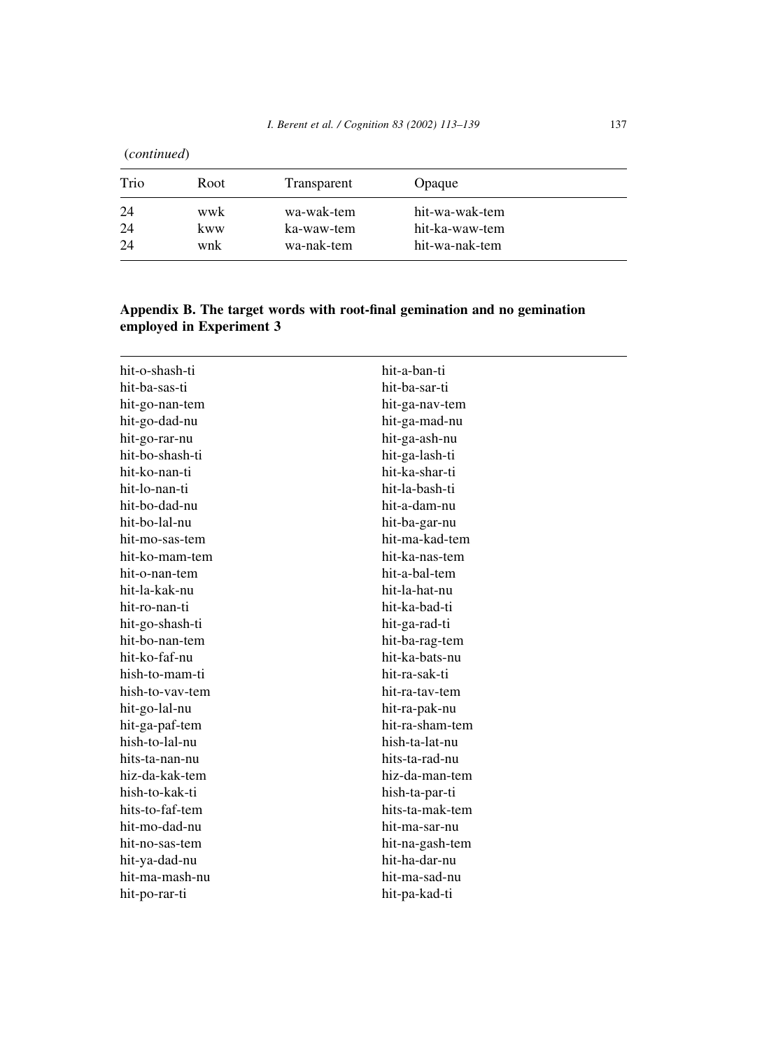(*continued*)

| Trio | Root | Transparent | Opaque |
|---|---|---|---|
| 24 | wwk | wa-wak-tem | hit-wa-wak-tem |
| 24 | kww | ka-waw-tem | hit-ka-waw-tem |
| 24 | wnk | wa-nak-tem | hit-wa-nak-tem |

## Appendix B. The target words with root-final gemination and no gemination employed in Experiment 3

| | |
|---|---|
| hit-o-shash-ti | hit-a-ban-ti |
| hit-ba-sas-ti | hit-ba-sar-ti |
| hit-go-nan-tem | hit-ga-nav-tem |
| hit-go-dad-nu | hit-ga-mad-nu |
| hit-go-rar-nu | hit-ga-ash-nu |
| hit-bo-shash-ti | hit-ga-lash-ti |
| hit-ko-nan-ti | hit-ka-shar-ti |
| hit-lo-nan-ti | hit-la-bash-ti |
| hit-bo-dad-nu | hit-a-dam-nu |
| hit-bo-lal-nu | hit-ba-gar-nu |
| hit-mo-sas-tem | hit-ma-kad-tem |
| hit-ko-mam-tem | hit-ka-nas-tem |
| hit-o-nan-tem | hit-a-bal-tem |
| hit-la-kak-nu | hit-la-hat-nu |
| hit-ro-nan-ti | hit-ka-bad-ti |
| hit-go-shash-ti | hit-ga-rad-ti |
| hit-bo-nan-tem | hit-ba-rag-tem |
| hit-ko-faf-nu | hit-ka-bats-nu |
| hish-to-mam-ti | hit-ra-sak-ti |
| hish-to-vav-tem | hit-ra-tav-tem |
| hit-go-lal-nu | hit-ra-pak-nu |
| hit-ga-paf-tem | hit-ra-sham-tem |
| hish-to-lal-nu | hish-ta-lat-nu |
| hits-ta-nan-nu | hits-ta-rad-nu |
| hiz-da-kak-tem | hiz-da-man-tem |
| hish-to-kak-ti | hish-ta-par-ti |
| hits-to-faf-tem | hits-ta-mak-tem |
| hit-mo-dad-nu | hit-ma-sar-nu |
| hit-no-sas-tem | hit-na-gash-tem |
| hit-ya-dad-nu | hit-ha-dar-nu |
| hit-ma-mash-nu | hit-ma-sad-nu |
| hit-po-rar-ti | hit-pa-kad-ti |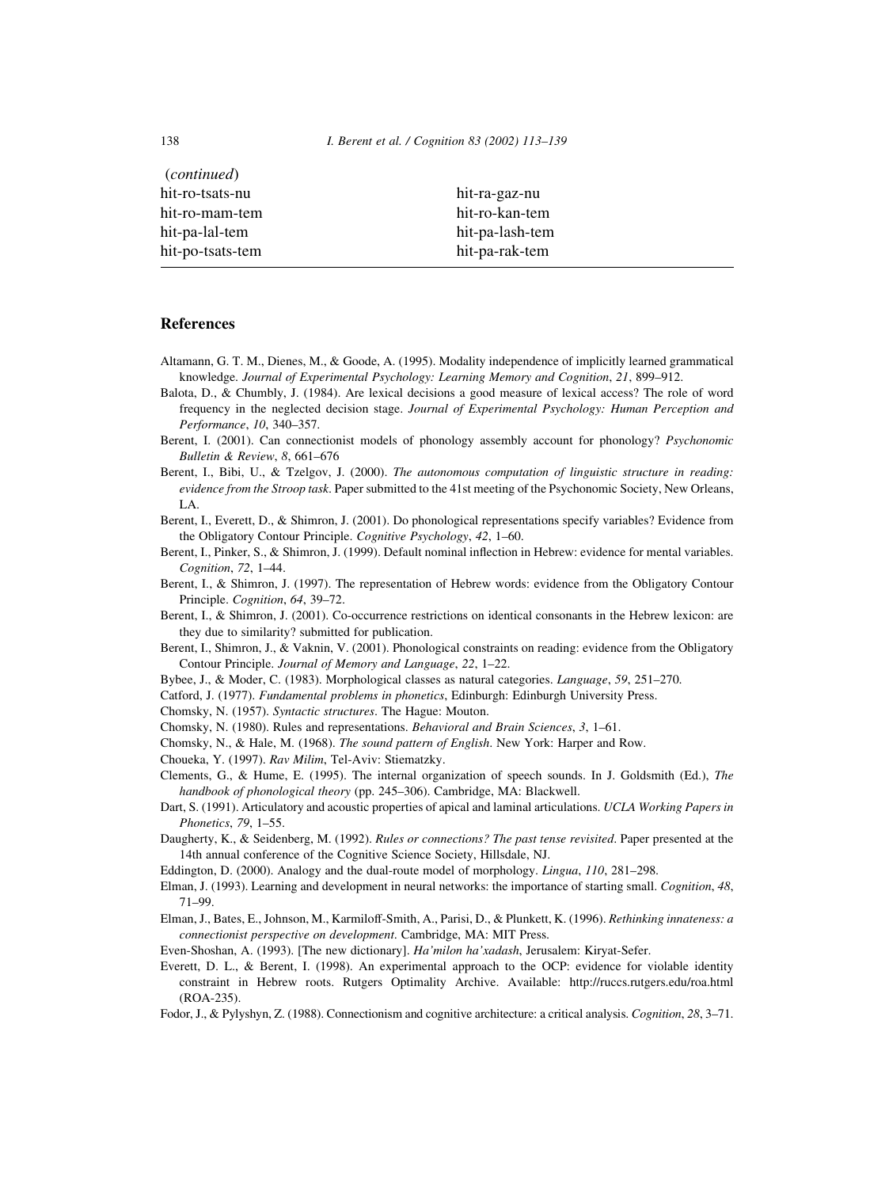| (*continued*) | |
|---|---|
| hit-ro-tsats-nu | hit-ra-gaz-nu |
| hit-ro-mam-tem | hit-ro-kan-tem |
| hit-pa-lal-tem | hit-pa-lash-tem |
| hit-po-tsats-tem | hit-pa-rak-tem |

## References

Altamann, G. T. M., Dienes, M., & Goode, A. (1995). Modality independence of implicitly learned grammatical knowledge. *Journal of Experimental Psychology: Learning Memory and Cognition*, *21*, 899–912.

Balota, D., & Chumbly, J. (1984). Are lexical decisions a good measure of lexical access? The role of word frequency in the neglected decision stage. *Journal of Experimental Psychology: Human Perception and Performance*, *10*, 340–357.

Berent, I. (2001). Can connectionist models of phonology assembly account for phonology? *Psychonomic Bulletin & Review*, *8*, 661–676

Berent, I., Bibi, U., & Tzelgov, J. (2000). *The autonomous computation of linguistic structure in reading: evidence from the Stroop task*. Paper submitted to the 41st meeting of the Psychonomic Society, New Orleans, LA.

Berent, I., Everett, D., & Shimron, J. (2001). Do phonological representations specify variables? Evidence from the Obligatory Contour Principle. *Cognitive Psychology*, *42*, 1–60.

Berent, I., Pinker, S., & Shimron, J. (1999). Default nominal inflection in Hebrew: evidence for mental variables. *Cognition*, *72*, 1–44.

Berent, I., & Shimron, J. (1997). The representation of Hebrew words: evidence from the Obligatory Contour Principle. *Cognition*, *64*, 39–72.

Berent, I., & Shimron, J. (2001). Co-occurrence restrictions on identical consonants in the Hebrew lexicon: are they due to similarity? submitted for publication.

Berent, I., Shimron, J., & Vaknin, V. (2001). Phonological constraints on reading: evidence from the Obligatory Contour Principle. *Journal of Memory and Language*, *22*, 1–22.

Bybee, J., & Moder, C. (1983). Morphological classes as natural categories. *Language*, *59*, 251–270.

Catford, J. (1977). *Fundamental problems in phonetics*, Edinburgh: Edinburgh University Press.

Chomsky, N. (1957). *Syntactic structures*. The Hague: Mouton.

Chomsky, N. (1980). Rules and representations. *Behavioral and Brain Sciences*, *3*, 1–61.

Chomsky, N., & Hale, M. (1968). *The sound pattern of English*. New York: Harper and Row.

Choueka, Y. (1997). *Rav Milim*, Tel-Aviv: Stiematzky.

Clements, G., & Hume, E. (1995). The internal organization of speech sounds. In J. Goldsmith (Ed.), *The handbook of phonological theory* (pp. 245–306). Cambridge, MA: Blackwell.

Dart, S. (1991). Articulatory and acoustic properties of apical and laminal articulations. *UCLA Working Papers in Phonetics*, *79*, 1–55.

Daugherty, K., & Seidenberg, M. (1992). *Rules or connections? The past tense revisited*. Paper presented at the 14th annual conference of the Cognitive Science Society, Hillsdale, NJ.

Eddington, D. (2000). Analogy and the dual-route model of morphology. *Lingua*, *110*, 281–298.

Elman, J. (1993). Learning and development in neural networks: the importance of starting small. *Cognition*, *48*, 71–99.

Elman, J., Bates, E., Johnson, M., Karmiloff-Smith, A., Parisi, D., & Plunkett, K. (1996). *Rethinking innateness: a connectionist perspective on development*. Cambridge, MA: MIT Press.

Even-Shoshan, A. (1993). [The new dictionary]. *Ha'milon ha'xadash*, Jerusalem: Kiryat-Sefer.

Everett, D. L., & Berent, I. (1998). An experimental approach to the OCP: evidence for violable identity constraint in Hebrew roots. Rutgers Optimality Archive. Available: http://ruccs.rutgers.edu/roa.html (ROA-235).

Fodor, J., & Pylyshyn, Z. (1988). Connectionism and cognitive architecture: a critical analysis. *Cognition*, *28*, 3–71.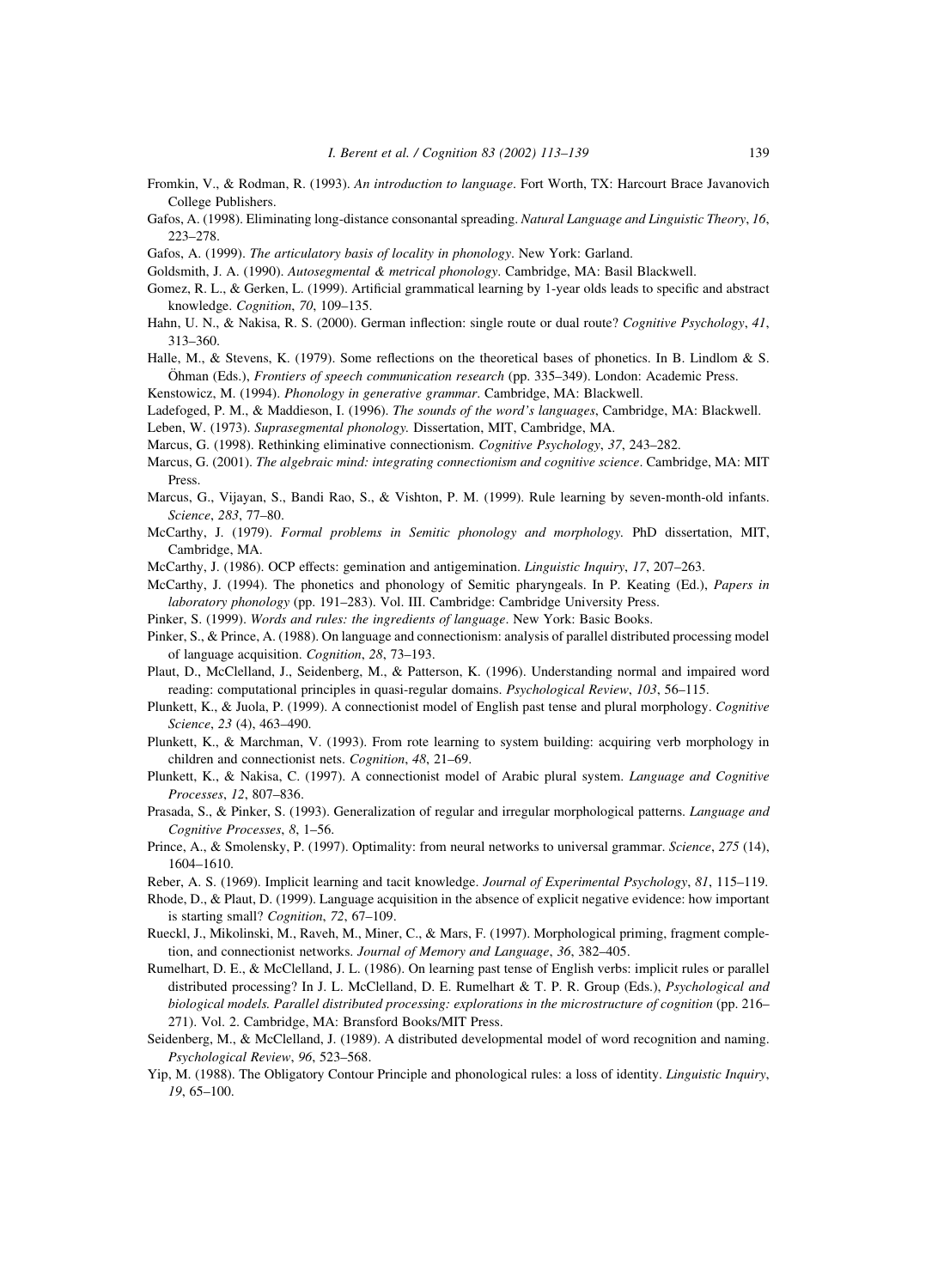Fromkin, V., & Rodman, R. (1993). *An introduction to language*. Fort Worth, TX: Harcourt Brace Javanovich College Publishers.

Gafos, A. (1998). Eliminating long-distance consonantal spreading. *Natural Language and Linguistic Theory*, *16*, 223–278.

Gafos, A. (1999). *The articulatory basis of locality in phonology*. New York: Garland.

Goldsmith, J. A. (1990). *Autosegmental & metrical phonology*. Cambridge, MA: Basil Blackwell.

Gomez, R. L., & Gerken, L. (1999). Artificial grammatical learning by 1-year olds leads to specific and abstract knowledge. *Cognition*, *70*, 109–135.

Hahn, U. N., & Nakisa, R. S. (2000). German inflection: single route or dual route? *Cognitive Psychology*, *41*, 313–360.

Halle, M., & Stevens, K. (1979). Some reflections on the theoretical bases of phonetics. In B. Lindlom & S. Öhman (Eds.), *Frontiers of speech communication research* (pp. 335–349). London: Academic Press.

Kenstowicz, M. (1994). *Phonology in generative grammar*. Cambridge, MA: Blackwell.

Ladefoged, P. M., & Maddieson, I. (1996). *The sounds of the word's languages*, Cambridge, MA: Blackwell.

Leben, W. (1973). *Suprasegmental phonology.* Dissertation, MIT, Cambridge, MA.

Marcus, G. (1998). Rethinking eliminative connectionism. *Cognitive Psychology*, *37*, 243–282.

Marcus, G. (2001). *The algebraic mind: integrating connectionism and cognitive science*. Cambridge, MA: MIT Press.

Marcus, G., Vijayan, S., Bandi Rao, S., & Vishton, P. M. (1999). Rule learning by seven-month-old infants. *Science*, *283*, 77–80.

McCarthy, J. (1979). *Formal problems in Semitic phonology and morphology*. PhD dissertation, MIT, Cambridge, MA.

McCarthy, J. (1986). OCP effects: gemination and antigemination. *Linguistic Inquiry*, *17*, 207–263.

McCarthy, J. (1994). The phonetics and phonology of Semitic pharyngeals. In P. Keating (Ed.), *Papers in laboratory phonology* (pp. 191–283). Vol. III. Cambridge: Cambridge University Press.

Pinker, S. (1999). *Words and rules: the ingredients of language*. New York: Basic Books.

Pinker, S., & Prince, A. (1988). On language and connectionism: analysis of parallel distributed processing model of language acquisition. *Cognition*, *28*, 73–193.

Plaut, D., McClelland, J., Seidenberg, M., & Patterson, K. (1996). Understanding normal and impaired word reading: computational principles in quasi-regular domains. *Psychological Review*, *103*, 56–115.

Plunkett, K., & Juola, P. (1999). A connectionist model of English past tense and plural morphology. *Cognitive Science*, *23* (4), 463–490.

Plunkett, K., & Marchman, V. (1993). From rote learning to system building: acquiring verb morphology in children and connectionist nets. *Cognition*, *48*, 21–69.

Plunkett, K., & Nakisa, C. (1997). A connectionist model of Arabic plural system. *Language and Cognitive Processes*, *12*, 807–836.

Prasada, S., & Pinker, S. (1993). Generalization of regular and irregular morphological patterns. *Language and Cognitive Processes*, *8*, 1–56.

Prince, A., & Smolensky, P. (1997). Optimality: from neural networks to universal grammar. *Science*, *275* (14), 1604–1610.

Reber, A. S. (1969). Implicit learning and tacit knowledge. *Journal of Experimental Psychology*, *81*, 115–119.

Rhode, D., & Plaut, D. (1999). Language acquisition in the absence of explicit negative evidence: how important is starting small? *Cognition*, *72*, 67–109.

Rueckl, J., Mikolinski, M., Raveh, M., Miner, C., & Mars, F. (1997). Morphological priming, fragment completion, and connectionist networks. *Journal of Memory and Language*, *36*, 382–405.

Rumelhart, D. E., & McClelland, J. L. (1986). On learning past tense of English verbs: implicit rules or parallel distributed processing? In J. L. McClelland, D. E. Rumelhart & T. P. R. Group (Eds.), *Psychological and biological models. Parallel distributed processing: explorations in the microstructure of cognition* (pp. 216–271). Vol. 2. Cambridge, MA: Bransford Books/MIT Press.

Seidenberg, M., & McClelland, J. (1989). A distributed developmental model of word recognition and naming. *Psychological Review*, *96*, 523–568.

Yip, M. (1988). The Obligatory Contour Principle and phonological rules: a loss of identity. *Linguistic Inquiry*, *19*, 65–100.